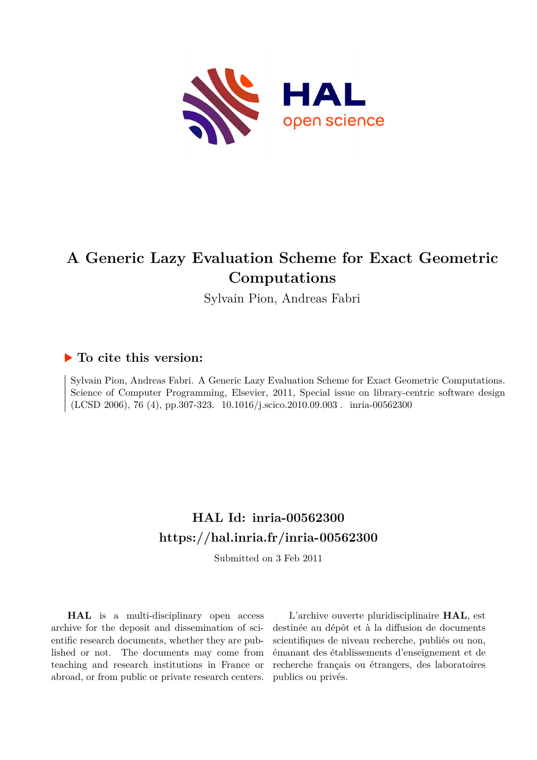# A Generic Lazy Evaluation Scheme for Exact Geometric Computations

Sylvain Pion, Andreas Fabri

## ▶ To cite this version:

Sylvain Pion, Andreas Fabri. A Generic Lazy Evaluation Scheme for Exact Geometric Computations. Science of Computer Programming, Elsevier, 2011, Special issue on library-centric software design (LCSD 2006), 76 (4), pp.307-323. 10.1016/j.scico.2010.09.003 . inria-00562300

## HAL Id: inria-00562300
## https://hal.inria.fr/inria-00562300

Submitted on 3 Feb 2011

**HAL** is a multi-disciplinary open access archive for the deposit and dissemination of scientific research documents, whether they are published or not. The documents may come from teaching and research institutions in France or abroad, or from public or private research centers.

L'archive ouverte pluridisciplinaire **HAL**, est destinée au dépôt et à la diffusion de documents scientifiques de niveau recherche, publiés ou non, émanant des établissements d'enseignement et de recherche français ou étrangers, des laboratoires publics ou privés.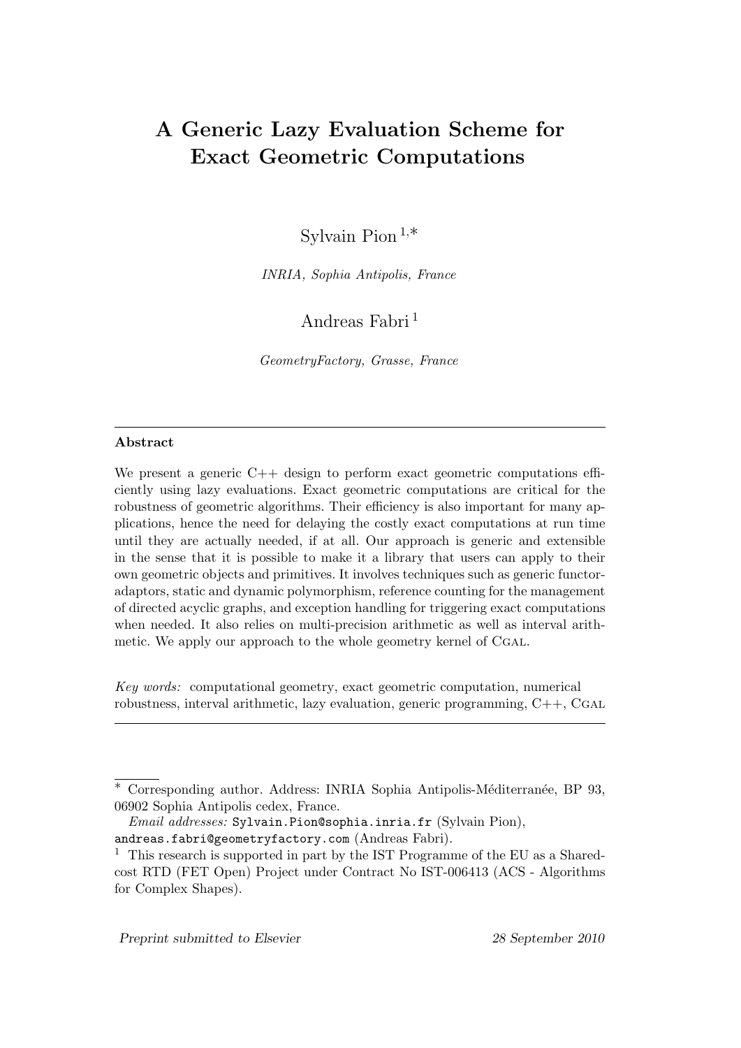# A Generic Lazy Evaluation Scheme for Exact Geometric Computations

Sylvain Pion [1,*]

*INRIA, Sophia Antipolis, France*

Andreas Fabri [1]

*GeometryFactory, Grasse, France*

---

**Abstract**

We present a generic C++ design to perform exact geometric computations efficiently using lazy evaluations. Exact geometric computations are critical for the robustness of geometric algorithms. Their efficiency is also important for many applications, hence the need for delaying the costly exact computations at run time until they are actually needed, if at all. Our approach is generic and extensible in the sense that it is possible to make it a library that users can apply to their own geometric objects and primitives. It involves techniques such as generic functor-adaptors, static and dynamic polymorphism, reference counting for the management of directed acyclic graphs, and exception handling for triggering exact computations when needed. It also relies on multi-precision arithmetic as well as interval arithmetic. We apply our approach to the whole geometry kernel of CGAL.

*Key words:* computational geometry, exact geometric computation, numerical robustness, interval arithmetic, lazy evaluation, generic programming, C++, CGAL

---

[*] Corresponding author. Address: INRIA Sophia Antipolis-Méditerranée, BP 93, 06902 Sophia Antipolis cedex, France.

*Email addresses:* `Sylvain.Pion@sophia.inria.fr` (Sylvain Pion), `andreas.fabri@geometryfactory.com` (Andreas Fabri).

[1] This research is supported in part by the IST Programme of the EU as a Shared-cost RTD (FET Open) Project under Contract No IST-006413 (ACS - Algorithms for Complex Shapes).

*Preprint submitted to Elsevier* *28 September 2010*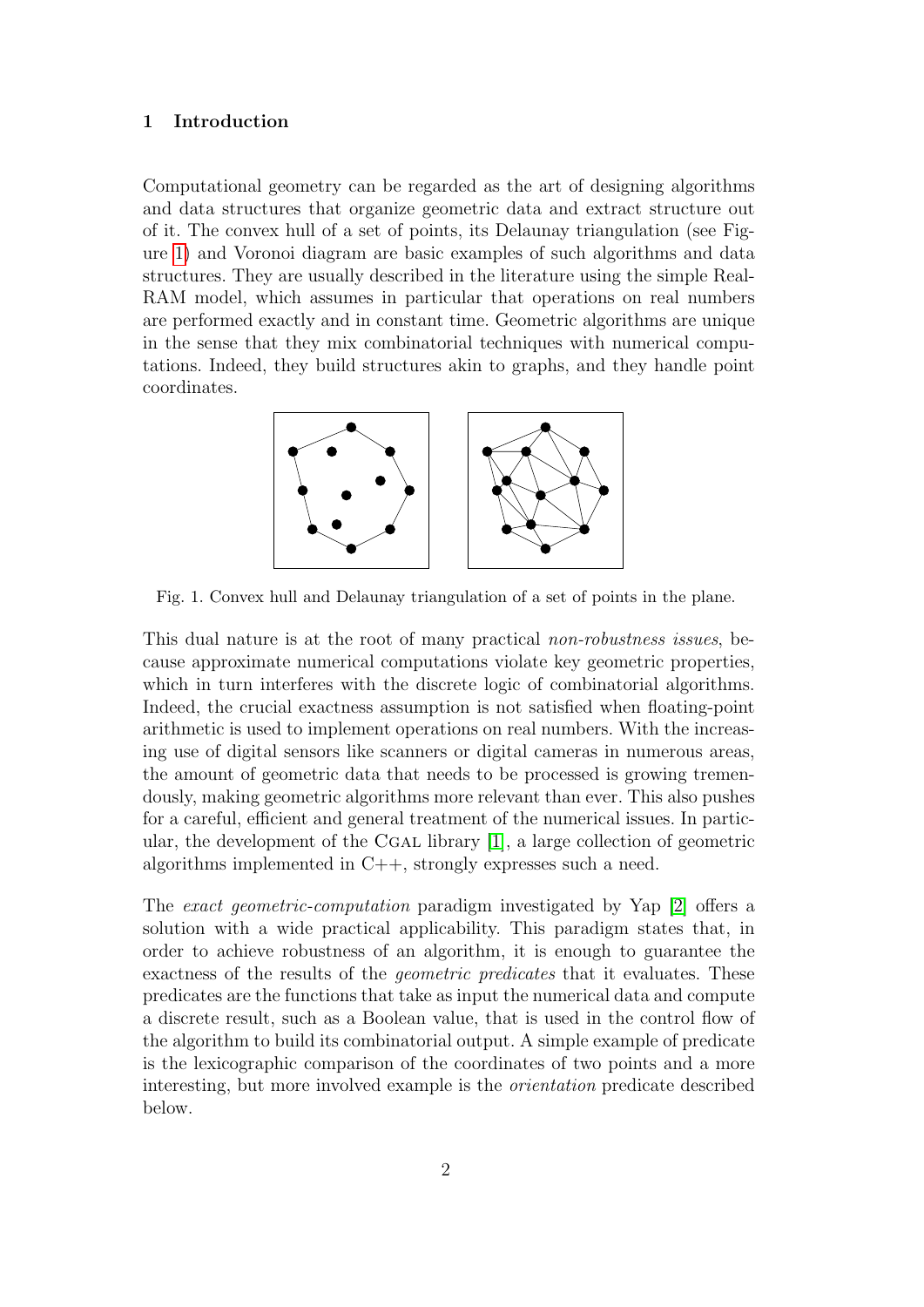## 1 Introduction

Computational geometry can be regarded as the art of designing algorithms and data structures that organize geometric data and extract structure out of it. The convex hull of a set of points, its Delaunay triangulation (see Figure 1) and Voronoi diagram are basic examples of such algorithms and data structures. They are usually described in the literature using the simple Real-RAM model, which assumes in particular that operations on real numbers are performed exactly and in constant time. Geometric algorithms are unique in the sense that they mix combinatorial techniques with numerical computations. Indeed, they build structures akin to graphs, and they handle point coordinates.

Fig. 1. Convex hull and Delaunay triangulation of a set of points in the plane.

This dual nature is at the root of many practical *non-robustness issues*, because approximate numerical computations violate key geometric properties, which in turn interferes with the discrete logic of combinatorial algorithms. Indeed, the crucial exactness assumption is not satisfied when floating-point arithmetic is used to implement operations on real numbers. With the increasing use of digital sensors like scanners or digital cameras in numerous areas, the amount of geometric data that needs to be processed is growing tremendously, making geometric algorithms more relevant than ever. This also pushes for a careful, efficient and general treatment of the numerical issues. In particular, the development of the CGAL library [1], a large collection of geometric algorithms implemented in C++, strongly expresses such a need.

The *exact geometric-computation* paradigm investigated by Yap [2] offers a solution with a wide practical applicability. This paradigm states that, in order to achieve robustness of an algorithm, it is enough to guarantee the exactness of the results of the *geometric predicates* that it evaluates. These predicates are the functions that take as input the numerical data and compute a discrete result, such as a Boolean value, that is used in the control flow of the algorithm to build its combinatorial output. A simple example of predicate is the lexicographic comparison of the coordinates of two points and a more interesting, but more involved example is the *orientation* predicate described below.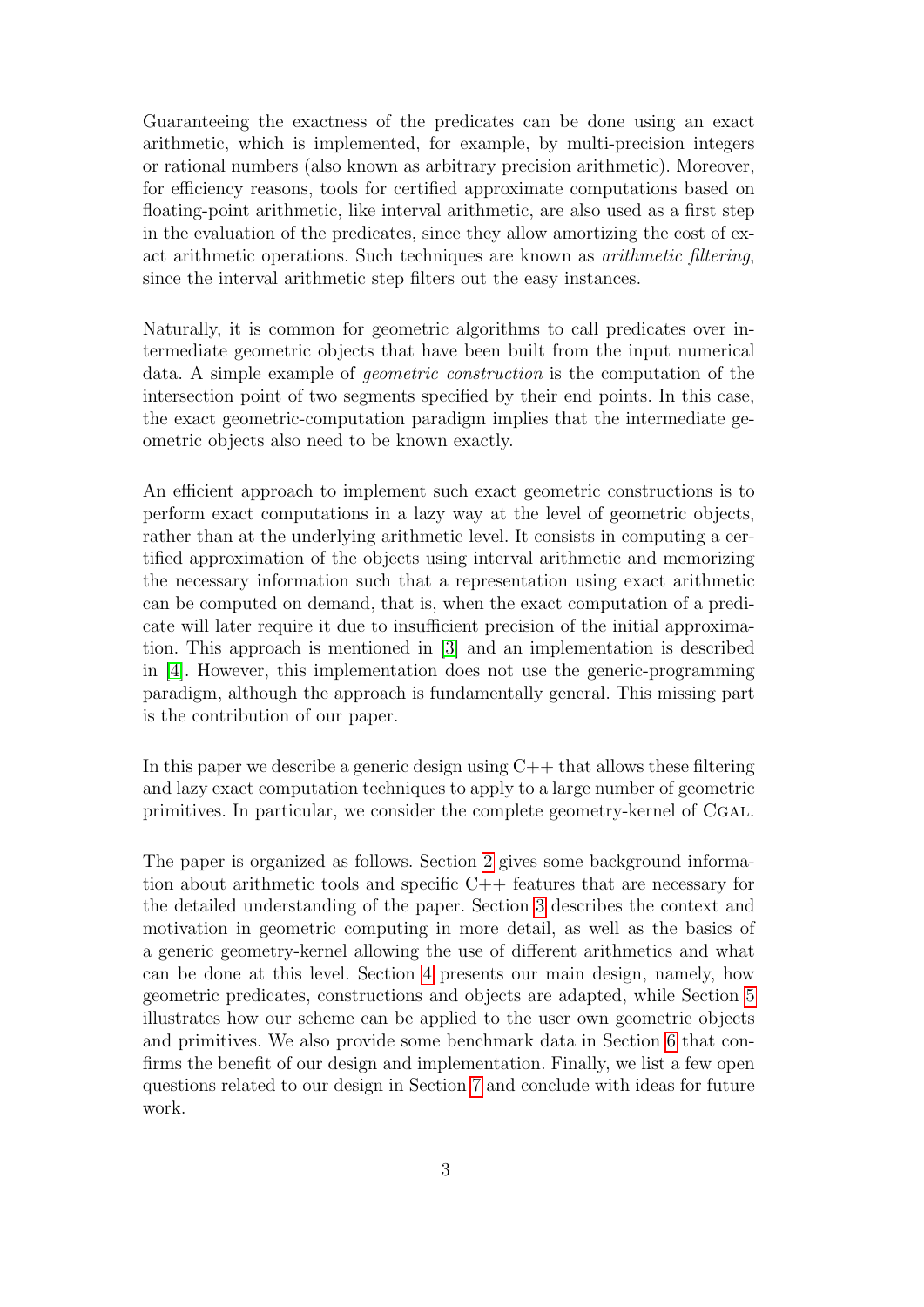Guaranteeing the exactness of the predicates can be done using an exact arithmetic, which is implemented, for example, by multi-precision integers or rational numbers (also known as arbitrary precision arithmetic). Moreover, for efficiency reasons, tools for certified approximate computations based on floating-point arithmetic, like interval arithmetic, are also used as a first step in the evaluation of the predicates, since they allow amortizing the cost of exact arithmetic operations. Such techniques are known as *arithmetic filtering*, since the interval arithmetic step filters out the easy instances.

Naturally, it is common for geometric algorithms to call predicates over intermediate geometric objects that have been built from the input numerical data. A simple example of *geometric construction* is the computation of the intersection point of two segments specified by their end points. In this case, the exact geometric-computation paradigm implies that the intermediate geometric objects also need to be known exactly.

An efficient approach to implement such exact geometric constructions is to perform exact computations in a lazy way at the level of geometric objects, rather than at the underlying arithmetic level. It consists in computing a certified approximation of the objects using interval arithmetic and memorizing the necessary information such that a representation using exact arithmetic can be computed on demand, that is, when the exact computation of a predicate will later require it due to insufficient precision of the initial approximation. This approach is mentioned in [3] and an implementation is described in [4]. However, this implementation does not use the generic-programming paradigm, although the approach is fundamentally general. This missing part is the contribution of our paper.

In this paper we describe a generic design using C++ that allows these filtering and lazy exact computation techniques to apply to a large number of geometric primitives. In particular, we consider the complete geometry-kernel of CGAL.

The paper is organized as follows. Section 2 gives some background information about arithmetic tools and specific C++ features that are necessary for the detailed understanding of the paper. Section 3 describes the context and motivation in geometric computing in more detail, as well as the basics of a generic geometry-kernel allowing the use of different arithmetics and what can be done at this level. Section 4 presents our main design, namely, how geometric predicates, constructions and objects are adapted, while Section 5 illustrates how our scheme can be applied to the user own geometric objects and primitives. We also provide some benchmark data in Section 6 that confirms the benefit of our design and implementation. Finally, we list a few open questions related to our design in Section 7 and conclude with ideas for future work.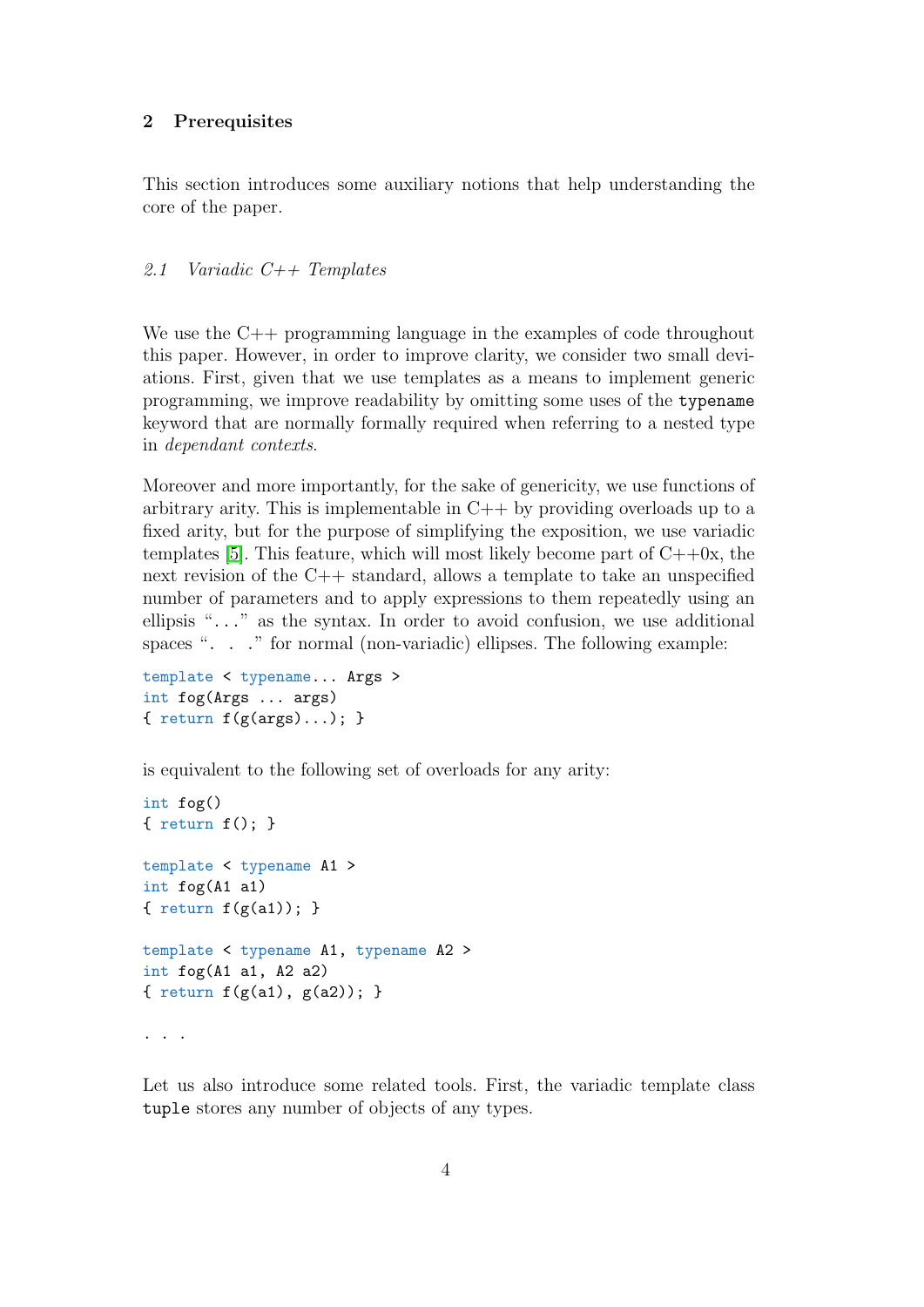## 2 Prerequisites

This section introduces some auxiliary notions that help understanding the core of the paper.

### *2.1 Variadic C++ Templates*

We use the C++ programming language in the examples of code throughout this paper. However, in order to improve clarity, we consider two small deviations. First, given that we use templates as a means to implement generic programming, we improve readability by omitting some uses of the `typename` keyword that are normally formally required when referring to a nested type in *dependant contexts*.

Moreover and more importantly, for the sake of genericity, we use functions of arbitrary arity. This is implementable in C++ by providing overloads up to a fixed arity, but for the purpose of simplifying the exposition, we use variadic templates [5]. This feature, which will most likely become part of C++0x, the next revision of the C++ standard, allows a template to take an unspecified number of parameters and to apply expressions to them repeatedly using an ellipsis "..." as the syntax. In order to avoid confusion, we use additional spaces ". . ." for normal (non-variadic) ellipses. The following example:

```
template < typename... Args >
int fog(Args ... args)
{ return f(g(args)...); }
```

is equivalent to the following set of overloads for any arity:

```
int fog()
{ return f(); }

template < typename A1 >
int fog(A1 a1)
{ return f(g(a1)); }

template < typename A1, typename A2 >
int fog(A1 a1, A2 a2)
{ return f(g(a1), g(a2)); }

. . .
```

Let us also introduce some related tools. First, the variadic template class `tuple` stores any number of objects of any types.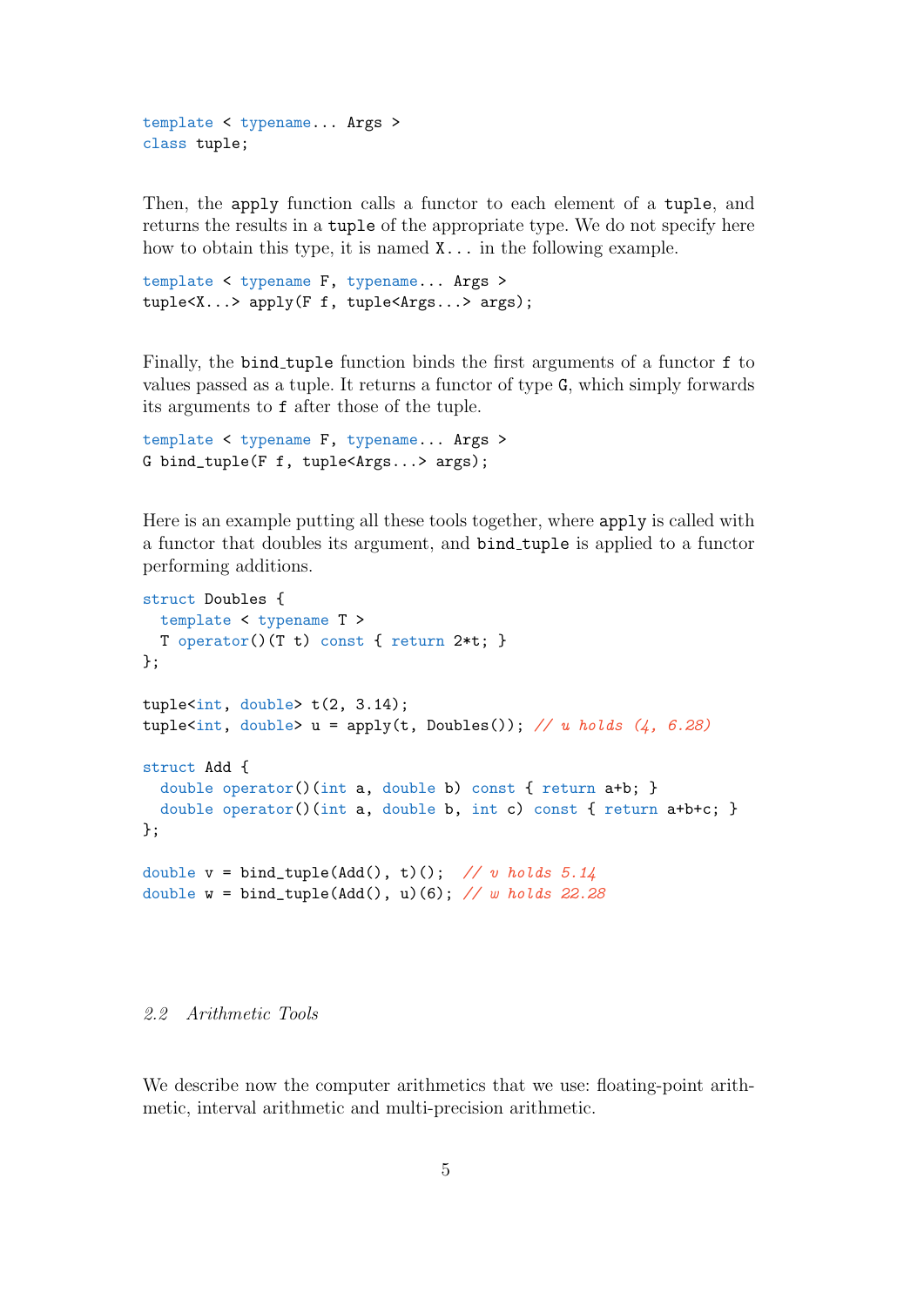```
template < typename... Args >
class tuple;
```

Then, the `apply` function calls a functor to each element of a `tuple`, and returns the results in a `tuple` of the appropriate type. We do not specify here how to obtain this type, it is named `X...` in the following example.

```
template < typename F, typename... Args >
tuple<X...> apply(F f, tuple<Args...> args);
```

Finally, the `bind_tuple` function binds the first arguments of a functor `f` to values passed as a tuple. It returns a functor of type `G`, which simply forwards its arguments to `f` after those of the tuple.

```
template < typename F, typename... Args >
G bind_tuple(F f, tuple<Args...> args);
```

Here is an example putting all these tools together, where `apply` is called with a functor that doubles its argument, and `bind_tuple` is applied to a functor performing additions.

```
struct Doubles {
  template < typename T >
  T operator()(T t) const { return 2*t; }
};

tuple<int, double> t(2, 3.14);
tuple<int, double> u = apply(t, Doubles()); // u holds (4, 6.28)

struct Add {
  double operator()(int a, double b) const { return a+b; }
  double operator()(int a, double b, int c) const { return a+b+c; }
};

double v = bind_tuple(Add(), t)();  // v holds 5.14
double w = bind_tuple(Add(), u)(6); // w holds 22.28
```

### 2.2 *Arithmetic Tools*

We describe now the computer arithmetics that we use: floating-point arithmetic, interval arithmetic and multi-precision arithmetic.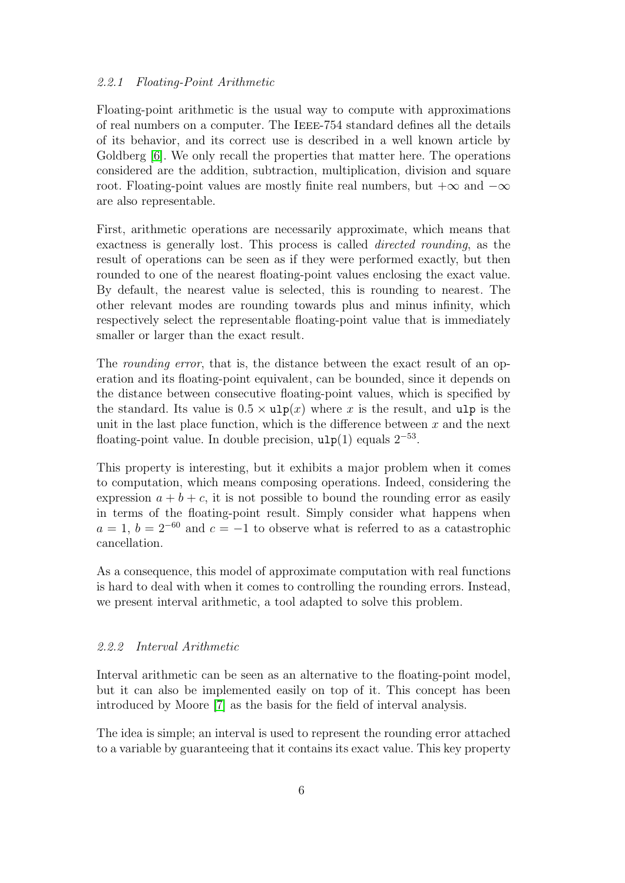### *2.2.1 Floating-Point Arithmetic*

Floating-point arithmetic is the usual way to compute with approximations of real numbers on a computer. The IEEE-754 standard defines all the details of its behavior, and its correct use is described in a well known article by Goldberg [6]. We only recall the properties that matter here. The operations considered are the addition, subtraction, multiplication, division and square root. Floating-point values are mostly finite real numbers, but $+\infty$ and $-\infty$ are also representable.

First, arithmetic operations are necessarily approximate, which means that exactness is generally lost. This process is called *directed rounding*, as the result of operations can be seen as if they were performed exactly, but then rounded to one of the nearest floating-point values enclosing the exact value. By default, the nearest value is selected, this is rounding to nearest. The other relevant modes are rounding towards plus and minus infinity, which respectively select the representable floating-point value that is immediately smaller or larger than the exact result.

The *rounding error*, that is, the distance between the exact result of an operation and its floating-point equivalent, can be bounded, since it depends on the distance between consecutive floating-point values, which is specified by the standard. Its value is $0.5 \times \texttt{ulp}(x)$ where $x$ is the result, and `ulp` is the unit in the last place function, which is the difference between $x$ and the next floating-point value. In double precision, $\texttt{ulp}(1)$ equals $2^{-53}$.

This property is interesting, but it exhibits a major problem when it comes to computation, which means composing operations. Indeed, considering the expression $a + b + c$, it is not possible to bound the rounding error as easily in terms of the floating-point result. Simply consider what happens when $a = 1$, $b = 2^{-60}$ and $c = -1$ to observe what is referred to as a catastrophic cancellation.

As a consequence, this model of approximate computation with real functions is hard to deal with when it comes to controlling the rounding errors. Instead, we present interval arithmetic, a tool adapted to solve this problem.

### *2.2.2 Interval Arithmetic*

Interval arithmetic can be seen as an alternative to the floating-point model, but it can also be implemented easily on top of it. This concept has been introduced by Moore [7] as the basis for the field of interval analysis.

The idea is simple; an interval is used to represent the rounding error attached to a variable by guaranteeing that it contains its exact value. This key property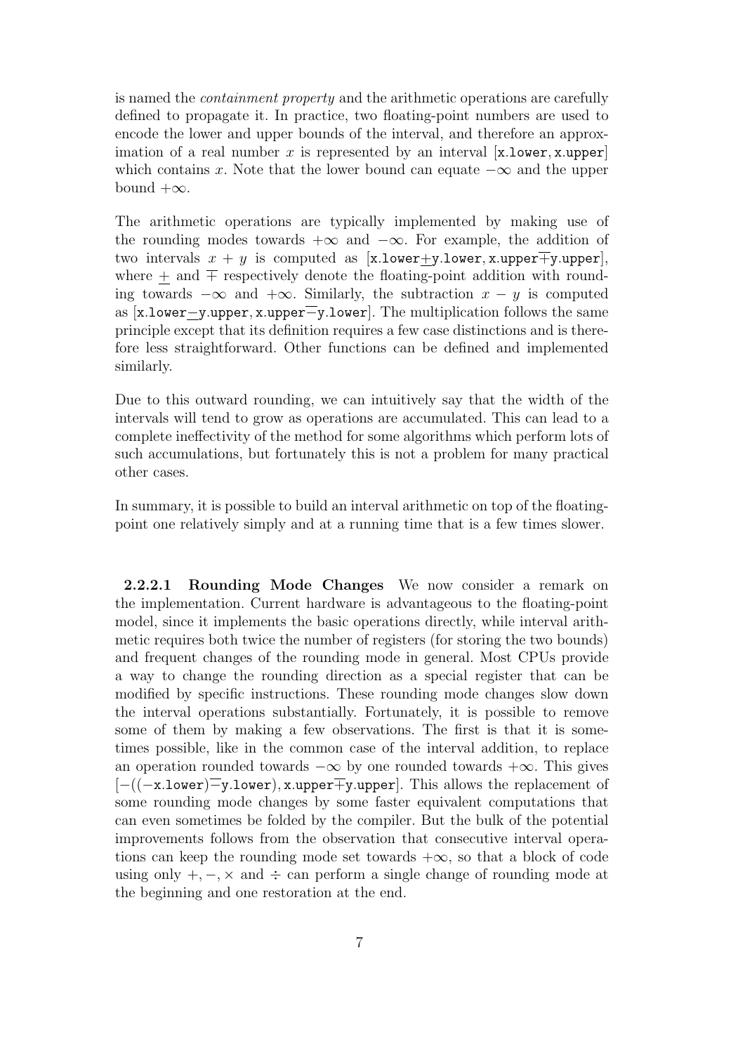is named the *containment property* and the arithmetic operations are carefully defined to propagate it. In practice, two floating-point numbers are used to encode the lower and upper bounds of the interval, and therefore an approximation of a real number $x$ is represented by an interval $[\texttt{x.lower}, \texttt{x.upper}]$ which contains $x$. Note that the lower bound can equate $-\infty$ and the upper bound $+\infty$.

The arithmetic operations are typically implemented by making use of the rounding modes towards $+\infty$ and $-\infty$. For example, the addition of two intervals $x + y$ is computed as $[\texttt{x.lower}\underline{+}\texttt{y.lower}, \texttt{x.upper}\overline{+}\texttt{y.upper}]$, where $\underline{+}$ and $\overline{+}$ respectively denote the floating-point addition with rounding towards $-\infty$ and $+\infty$. Similarly, the subtraction $x - y$ is computed as $[\texttt{x.lower}\underline{-}\texttt{y.upper}, \texttt{x.upper}\overline{-}\texttt{y.lower}]$. The multiplication follows the same principle except that its definition requires a few case distinctions and is therefore less straightforward. Other functions can be defined and implemented similarly.

Due to this outward rounding, we can intuitively say that the width of the intervals will tend to grow as operations are accumulated. This can lead to a complete ineffectivity of the method for some algorithms which perform lots of such accumulations, but fortunately this is not a problem for many practical other cases.

In summary, it is possible to build an interval arithmetic on top of the floating-point one relatively simply and at a running time that is a few times slower.

#### 2.2.2.1 Rounding Mode Changes

We now consider a remark on the implementation. Current hardware is advantageous to the floating-point model, since it implements the basic operations directly, while interval arithmetic requires both twice the number of registers (for storing the two bounds) and frequent changes of the rounding mode in general. Most CPUs provide a way to change the rounding direction as a special register that can be modified by specific instructions. These rounding mode changes slow down the interval operations substantially. Fortunately, it is possible to remove some of them by making a few observations. The first is that it is sometimes possible, like in the common case of the interval addition, to replace an operation rounded towards $-\infty$ by one rounded towards $+\infty$. This gives $[-((-\texttt{x.lower})\overline{-}\texttt{y.lower}), \texttt{x.upper}\overline{+}\texttt{y.upper}]$. This allows the replacement of some rounding mode changes by some faster equivalent computations that can even sometimes be folded by the compiler. But the bulk of the potential improvements follows from the observation that consecutive interval operations can keep the rounding mode set towards $+\infty$, so that a block of code using only $+, -, \times$ and $\div$ can perform a single change of rounding mode at the beginning and one restoration at the end.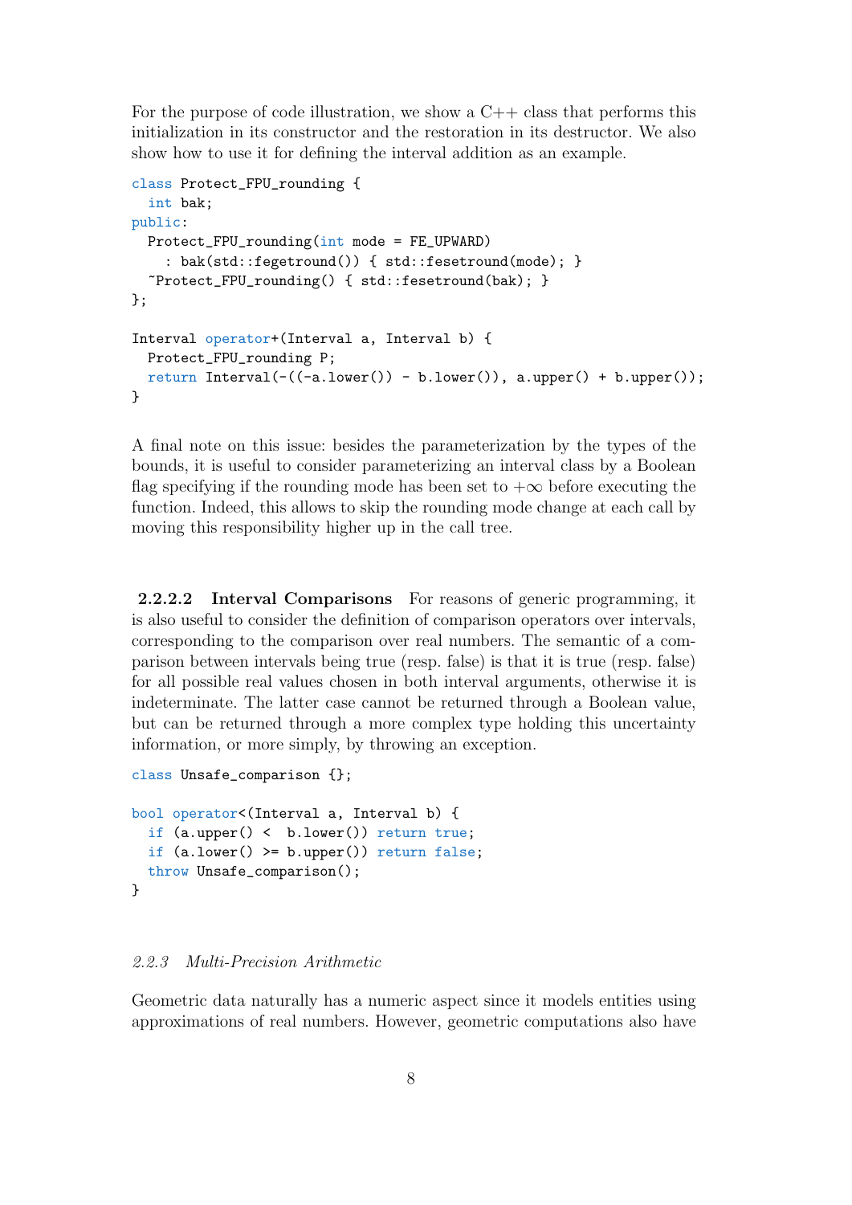For the purpose of code illustration, we show a C++ class that performs this initialization in its constructor and the restoration in its destructor. We also show how to use it for defining the interval addition as an example.

```
class Protect_FPU_rounding {
  int bak;
public:
  Protect_FPU_rounding(int mode = FE_UPWARD)
    : bak(std::fegetround()) { std::fesetround(mode); }
  ~Protect_FPU_rounding() { std::fesetround(bak); }
};

Interval operator+(Interval a, Interval b) {
  Protect_FPU_rounding P;
  return Interval(-((-a.lower()) - b.lower()), a.upper() + b.upper());
}
```

A final note on this issue: besides the parameterization by the types of the bounds, it is useful to consider parameterizing an interval class by a Boolean flag specifying if the rounding mode has been set to $+\infty$ before executing the function. Indeed, this allows to skip the rounding mode change at each call by moving this responsibility higher up in the call tree.

**2.2.2.2 Interval Comparisons** For reasons of generic programming, it is also useful to consider the definition of comparison operators over intervals, corresponding to the comparison over real numbers. The semantic of a comparison between intervals being true (resp. false) is that it is true (resp. false) for all possible real values chosen in both interval arguments, otherwise it is indeterminate. The latter case cannot be returned through a Boolean value, but can be returned through a more complex type holding this uncertainty information, or more simply, by throwing an exception.

```
class Unsafe_comparison {};

bool operator<(Interval a, Interval b) {
  if (a.upper() <  b.lower()) return true;
  if (a.lower() >= b.upper()) return false;
  throw Unsafe_comparison();
}
```

### *2.2.3 Multi-Precision Arithmetic*

Geometric data naturally has a numeric aspect since it models entities using approximations of real numbers. However, geometric computations also have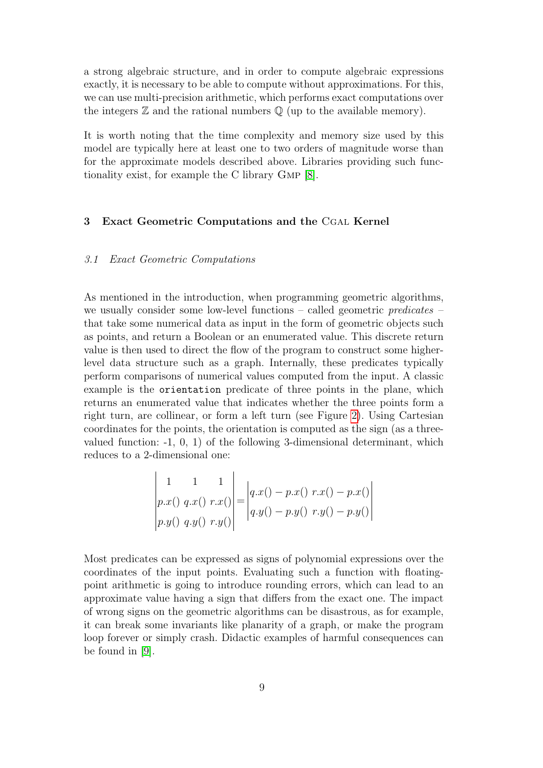a strong algebraic structure, and in order to compute algebraic expressions exactly, it is necessary to be able to compute without approximations. For this, we can use multi-precision arithmetic, which performs exact computations over the integers $\mathbb{Z}$ and the rational numbers $\mathbb{Q}$ (up to the available memory).

It is worth noting that the time complexity and memory size used by this model are typically here at least one to two orders of magnitude worse than for the approximate models described above. Libraries providing such functionality exist, for example the C library GMP [8].

## 3 Exact Geometric Computations and the CGAL Kernel

### *3.1 Exact Geometric Computations*

As mentioned in the introduction, when programming geometric algorithms, we usually consider some low-level functions – called geometric *predicates* – that take some numerical data as input in the form of geometric objects such as points, and return a Boolean or an enumerated value. This discrete return value is then used to direct the flow of the program to construct some higher-level data structure such as a graph. Internally, these predicates typically perform comparisons of numerical values computed from the input. A classic example is the `orientation` predicate of three points in the plane, which returns an enumerated value that indicates whether the three points form a right turn, are collinear, or form a left turn (see Figure 2). Using Cartesian coordinates for the points, the orientation is computed as the sign (as a three-valued function: -1, 0, 1) of the following 3-dimensional determinant, which reduces to a 2-dimensional one:

$$\begin{vmatrix} 1 & 1 & 1 \\ p.x() & q.x() & r.x() \\ p.y() & q.y() & r.y() \end{vmatrix} = \begin{vmatrix} q.x() - p.x() & r.x() - p.x() \\ q.y() - p.y() & r.y() - p.y() \end{vmatrix}$$

Most predicates can be expressed as signs of polynomial expressions over the coordinates of the input points. Evaluating such a function with floating-point arithmetic is going to introduce rounding errors, which can lead to an approximate value having a sign that differs from the exact one. The impact of wrong signs on the geometric algorithms can be disastrous, as for example, it can break some invariants like planarity of a graph, or make the program loop forever or simply crash. Didactic examples of harmful consequences can be found in [9].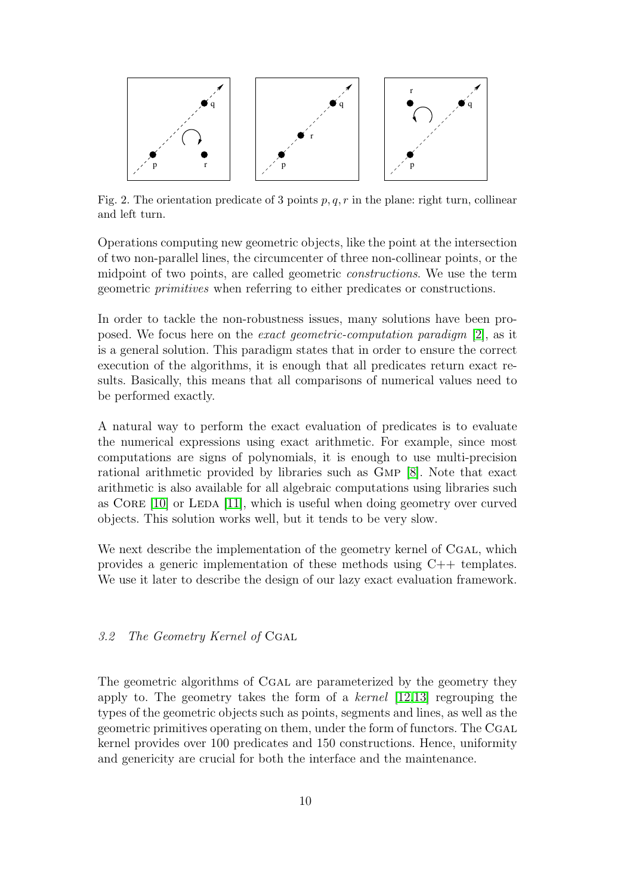Fig. 2. The orientation predicate of 3 points $p, q, r$ in the plane: right turn, collinear and left turn.

Operations computing new geometric objects, like the point at the intersection of two non-parallel lines, the circumcenter of three non-collinear points, or the midpoint of two points, are called geometric *constructions*. We use the term geometric *primitives* when referring to either predicates or constructions.

In order to tackle the non-robustness issues, many solutions have been proposed. We focus here on the *exact geometric-computation paradigm* [2], as it is a general solution. This paradigm states that in order to ensure the correct execution of the algorithms, it is enough that all predicates return exact results. Basically, this means that all comparisons of numerical values need to be performed exactly.

A natural way to perform the exact evaluation of predicates is to evaluate the numerical expressions using exact arithmetic. For example, since most computations are signs of polynomials, it is enough to use multi-precision rational arithmetic provided by libraries such as Gmp [8]. Note that exact arithmetic is also available for all algebraic computations using libraries such as Core [10] or Leda [11], which is useful when doing geometry over curved objects. This solution works well, but it tends to be very slow.

We next describe the implementation of the geometry kernel of Cgal, which provides a generic implementation of these methods using C++ templates. We use it later to describe the design of our lazy exact evaluation framework.

### 3.2 The Geometry Kernel of Cgal

The geometric algorithms of Cgal are parameterized by the geometry they apply to. The geometry takes the form of a *kernel* [12,13] regrouping the types of the geometric objects such as points, segments and lines, as well as the geometric primitives operating on them, under the form of functors. The Cgal kernel provides over 100 predicates and 150 constructions. Hence, uniformity and genericity are crucial for both the interface and the maintenance.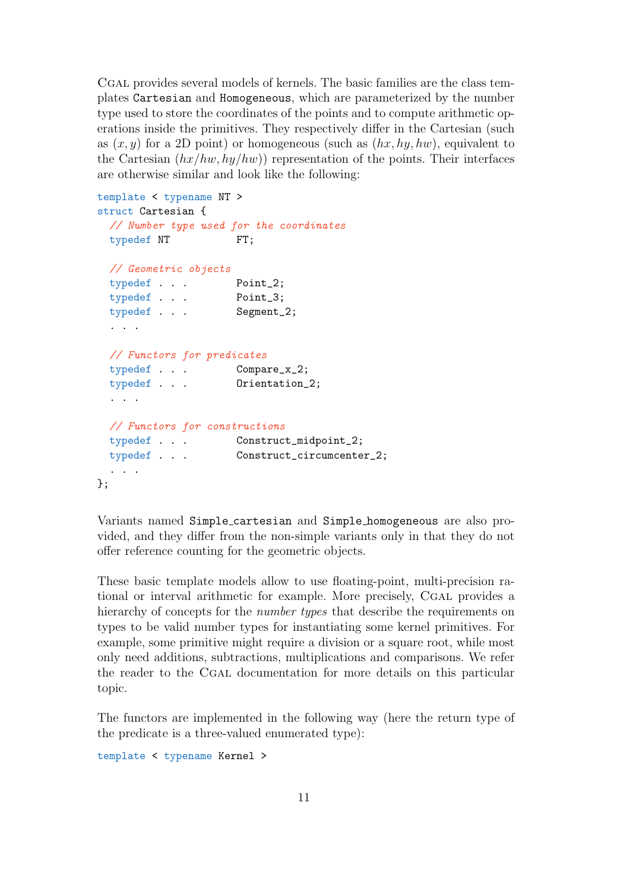CGAL provides several models of kernels. The basic families are the class templates `Cartesian` and `Homogeneous`, which are parameterized by the number type used to store the coordinates of the points and to compute arithmetic operations inside the primitives. They respectively differ in the Cartesian (such as $(x, y)$ for a 2D point) or homogeneous (such as $(hx, hy, hw)$, equivalent to the Cartesian $(hx/hw, hy/hw)$) representation of the points. Their interfaces are otherwise similar and look like the following:

```
template < typename NT >
struct Cartesian {
  // Number type used for the coordinates
  typedef NT          FT;

  // Geometric objects
  typedef . . .       Point_2;
  typedef . . .       Point_3;
  typedef . . .       Segment_2;
  . . .

  // Functors for predicates
  typedef . . .       Compare_x_2;
  typedef . . .       Orientation_2;
  . . .

  // Functors for constructions
  typedef . . .       Construct_midpoint_2;
  typedef . . .       Construct_circumcenter_2;
  . . .
};
```

Variants named `Simple_cartesian` and `Simple_homogeneous` are also provided, and they differ from the non-simple variants only in that they do not offer reference counting for the geometric objects.

These basic template models allow to use floating-point, multi-precision rational or interval arithmetic for example. More precisely, CGAL provides a hierarchy of concepts for the *number types* that describe the requirements on types to be valid number types for instantiating some kernel primitives. For example, some primitive might require a division or a square root, while most only need additions, subtractions, multiplications and comparisons. We refer the reader to the CGAL documentation for more details on this particular topic.

The functors are implemented in the following way (here the return type of the predicate is a three-valued enumerated type):

```
template < typename Kernel >
```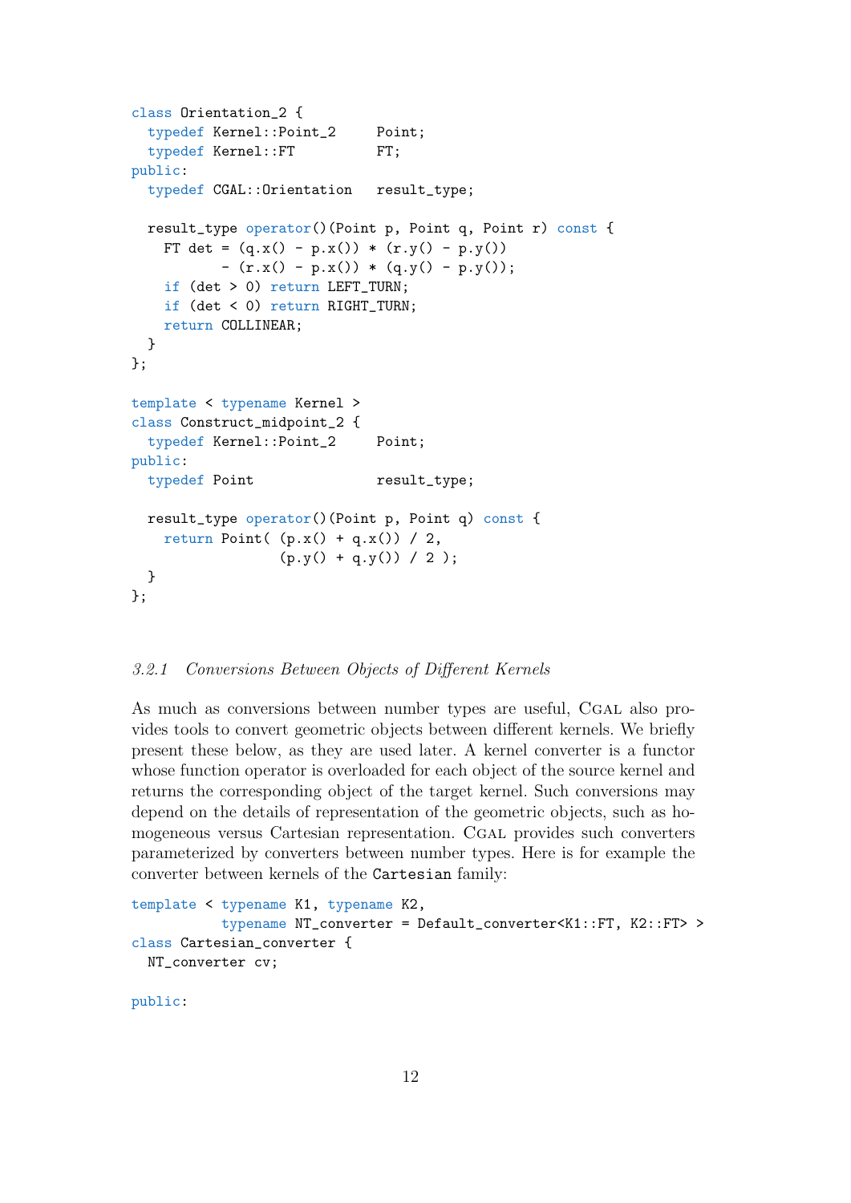```
class Orientation_2 {
  typedef Kernel::Point_2     Point;
  typedef Kernel::FT          FT;
public:
  typedef CGAL::Orientation   result_type;

  result_type operator()(Point p, Point q, Point r) const {
    FT det = (q.x() - p.x()) * (r.y() - p.y())
           - (r.x() - p.x()) * (q.y() - p.y());
    if (det > 0) return LEFT_TURN;
    if (det < 0) return RIGHT_TURN;
    return COLLINEAR;
  }
};

template < typename Kernel >
class Construct_midpoint_2 {
  typedef Kernel::Point_2     Point;
public:
  typedef Point               result_type;

  result_type operator()(Point p, Point q) const {
    return Point( (p.x() + q.x()) / 2,
                  (p.y() + q.y()) / 2 );
  }
};
```

### *3.2.1 Conversions Between Objects of Different Kernels*

As much as conversions between number types are useful, CGAL also provides tools to convert geometric objects between different kernels. We briefly present these below, as they are used later. A kernel converter is a functor whose function operator is overloaded for each object of the source kernel and returns the corresponding object of the target kernel. Such conversions may depend on the details of representation of the geometric objects, such as homogeneous versus Cartesian representation. CGAL provides such converters parameterized by converters between number types. Here is for example the converter between kernels of the `Cartesian` family:

```
template < typename K1, typename K2,
           typename NT_converter = Default_converter<K1::FT, K2::FT> >
class Cartesian_converter {
  NT_converter cv;

public:
```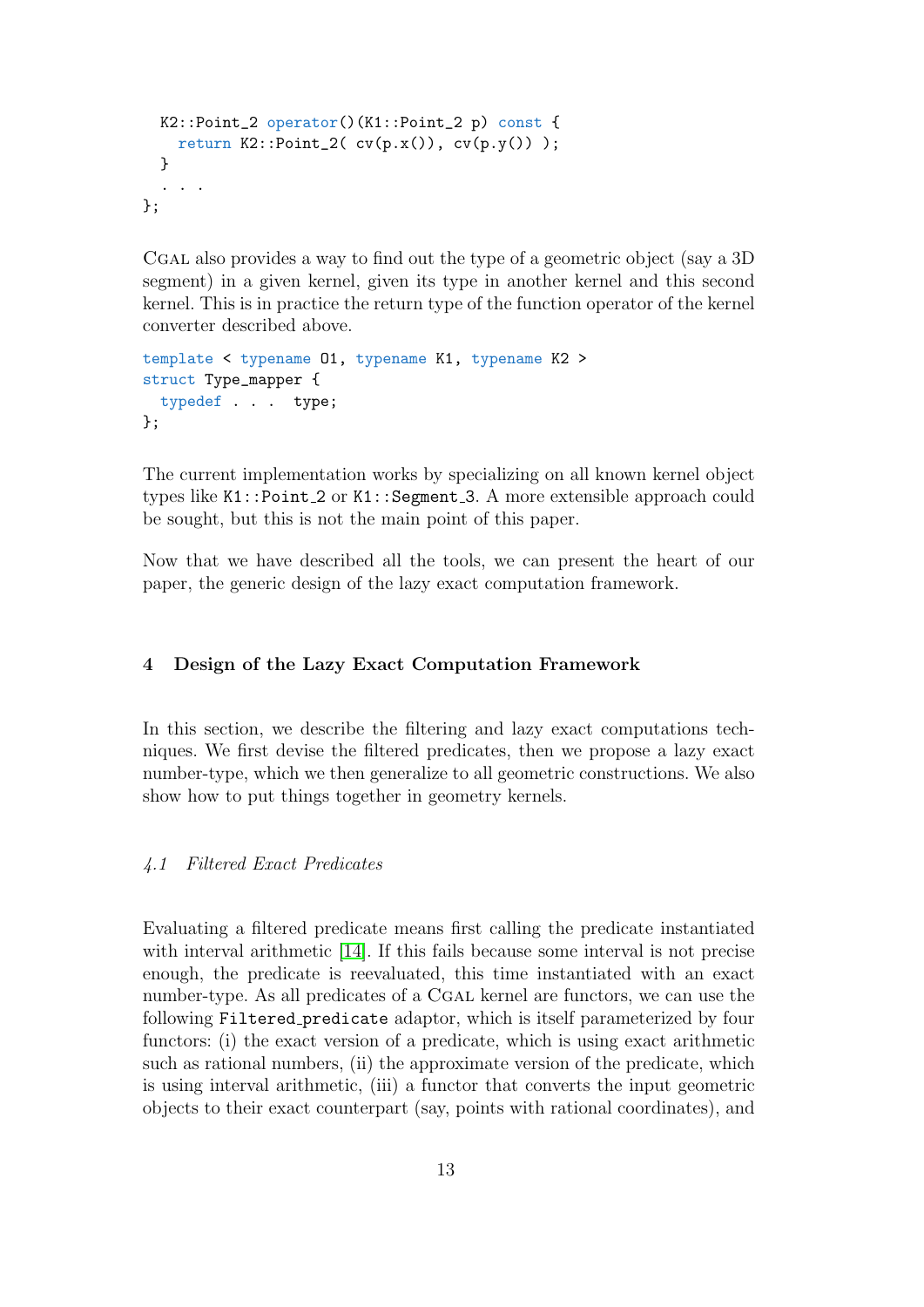```
  K2::Point_2 operator()(K1::Point_2 p) const {
    return K2::Point_2( cv(p.x()), cv(p.y()) );
  }
  . . .
};
```

CGAL also provides a way to find out the type of a geometric object (say a 3D segment) in a given kernel, given its type in another kernel and this second kernel. This is in practice the return type of the function operator of the kernel converter described above.

```
template < typename O1, typename K1, typename K2 >
struct Type_mapper {
  typedef . . .  type;
};
```

The current implementation works by specializing on all known kernel object types like `K1::Point_2` or `K1::Segment_3`. A more extensible approach could be sought, but this is not the main point of this paper.

Now that we have described all the tools, we can present the heart of our paper, the generic design of the lazy exact computation framework.

## 4 Design of the Lazy Exact Computation Framework

In this section, we describe the filtering and lazy exact computations techniques. We first devise the filtered predicates, then we propose a lazy exact number-type, which we then generalize to all geometric constructions. We also show how to put things together in geometry kernels.

### *4.1 Filtered Exact Predicates*

Evaluating a filtered predicate means first calling the predicate instantiated with interval arithmetic [14]. If this fails because some interval is not precise enough, the predicate is reevaluated, this time instantiated with an exact number-type. As all predicates of a CGAL kernel are functors, we can use the following `Filtered_predicate` adaptor, which is itself parameterized by four functors: (i) the exact version of a predicate, which is using exact arithmetic such as rational numbers, (ii) the approximate version of the predicate, which is using interval arithmetic, (iii) a functor that converts the input geometric objects to their exact counterpart (say, points with rational coordinates), and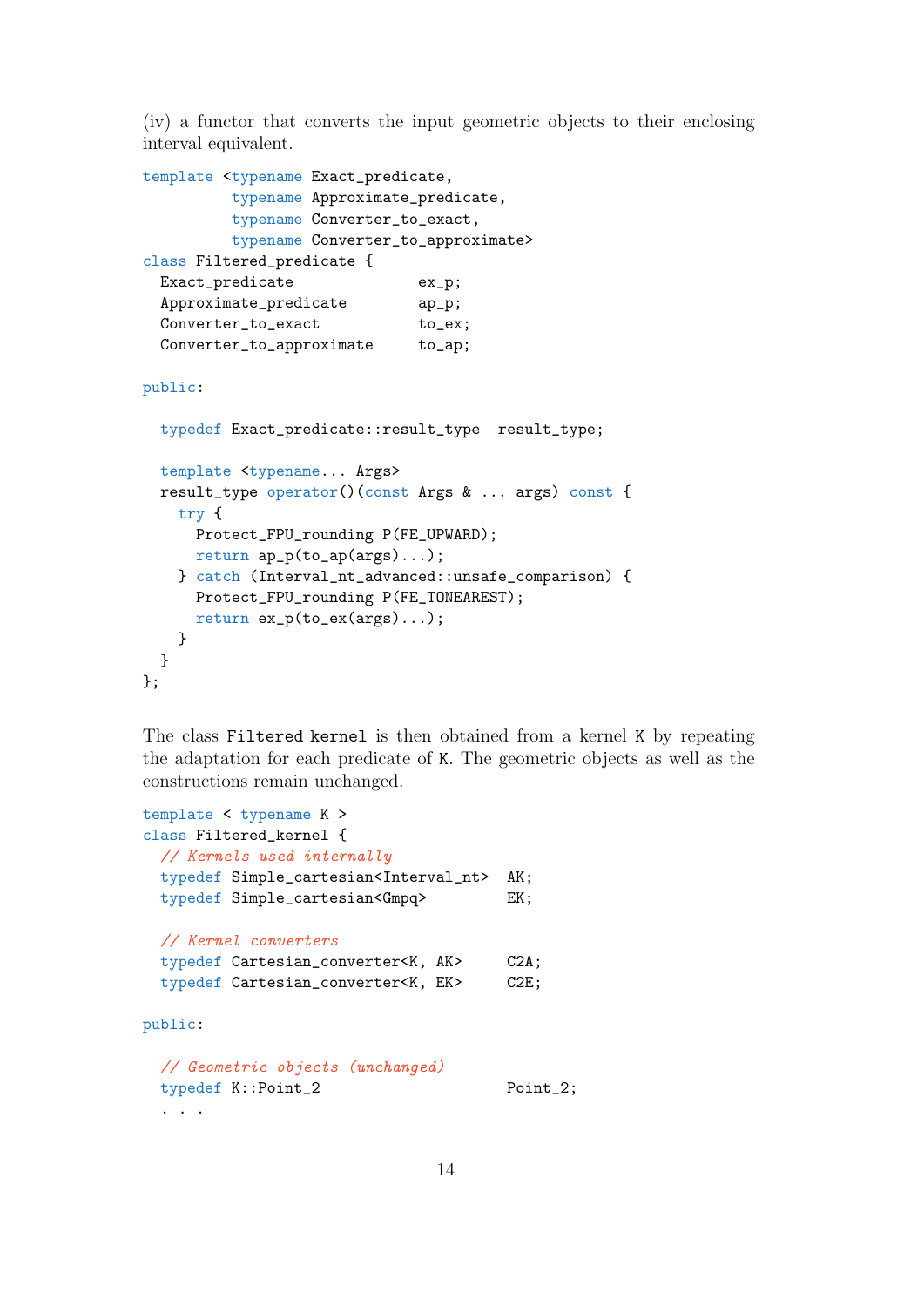(iv) a functor that converts the input geometric objects to their enclosing interval equivalent.

```
template <typename Exact_predicate,
          typename Approximate_predicate,
          typename Converter_to_exact,
          typename Converter_to_approximate>
class Filtered_predicate {
  Exact_predicate              ex_p;
  Approximate_predicate        ap_p;
  Converter_to_exact           to_ex;
  Converter_to_approximate     to_ap;

public:

  typedef Exact_predicate::result_type  result_type;

  template <typename... Args>
  result_type operator()(const Args & ... args) const {
    try {
      Protect_FPU_rounding P(FE_UPWARD);
      return ap_p(to_ap(args)...);
    } catch (Interval_nt_advanced::unsafe_comparison) {
      Protect_FPU_rounding P(FE_TONEAREST);
      return ex_p(to_ex(args)...);
    }
  }
};
```

The class Filtered_kernel is then obtained from a kernel K by repeating the adaptation for each predicate of K. The geometric objects as well as the constructions remain unchanged.

```
template < typename K >
class Filtered_kernel {
  // Kernels used internally
  typedef Simple_cartesian<Interval_nt>  AK;
  typedef Simple_cartesian<Gmpq>         EK;

  // Kernel converters
  typedef Cartesian_converter<K, AK>     C2A;
  typedef Cartesian_converter<K, EK>     C2E;

public:

  // Geometric objects (unchanged)
  typedef K::Point_2                     Point_2;
  . . .
```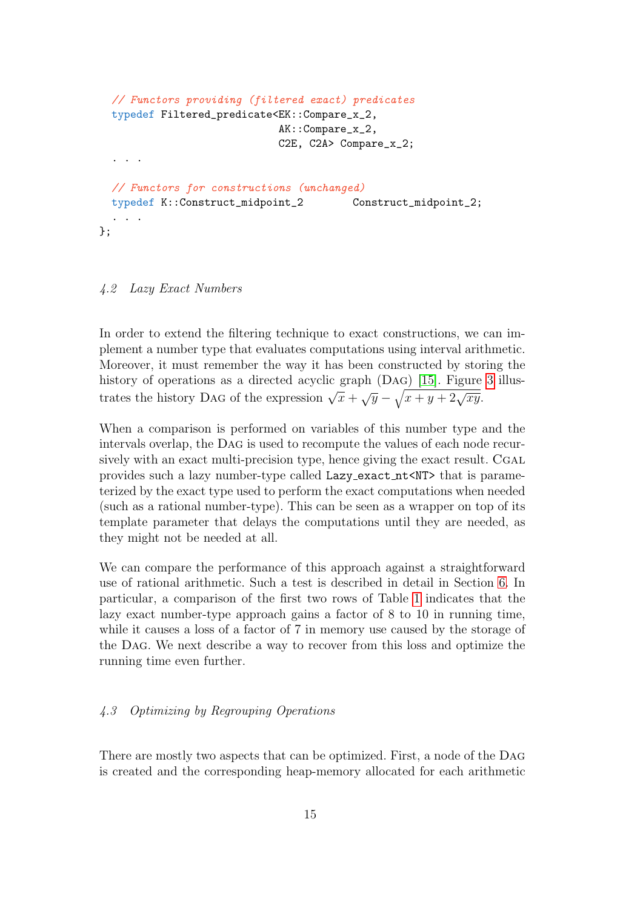```
  // Functors providing (filtered exact) predicates
  typedef Filtered_predicate<EK::Compare_x_2,
                             AK::Compare_x_2,
                             C2E, C2A> Compare_x_2;
  . . .

  // Functors for constructions (unchanged)
  typedef K::Construct_midpoint_2       Construct_midpoint_2;
  . . .
};
```

### 4.2 Lazy Exact Numbers

In order to extend the filtering technique to exact constructions, we can implement a number type that evaluates computations using interval arithmetic. Moreover, it must remember the way it has been constructed by storing the history of operations as a directed acyclic graph (DAG) [15]. Figure 3 illustrates the history DAG of the expression $\sqrt{x} + \sqrt{y} - \sqrt{x + y + 2\sqrt{xy}}$.

When a comparison is performed on variables of this number type and the intervals overlap, the DAG is used to recompute the values of each node recursively with an exact multi-precision type, hence giving the exact result. CGAL provides such a lazy number-type called `Lazy_exact_nt<NT>` that is parameterized by the exact type used to perform the exact computations when needed (such as a rational number-type). This can be seen as a wrapper on top of its template parameter that delays the computations until they are needed, as they might not be needed at all.

We can compare the performance of this approach against a straightforward use of rational arithmetic. Such a test is described in detail in Section 6. In particular, a comparison of the first two rows of Table 1 indicates that the lazy exact number-type approach gains a factor of 8 to 10 in running time, while it causes a loss of a factor of 7 in memory use caused by the storage of the DAG. We next describe a way to recover from this loss and optimize the running time even further.

### 4.3 Optimizing by Regrouping Operations

There are mostly two aspects that can be optimized. First, a node of the DAG is created and the corresponding heap-memory allocated for each arithmetic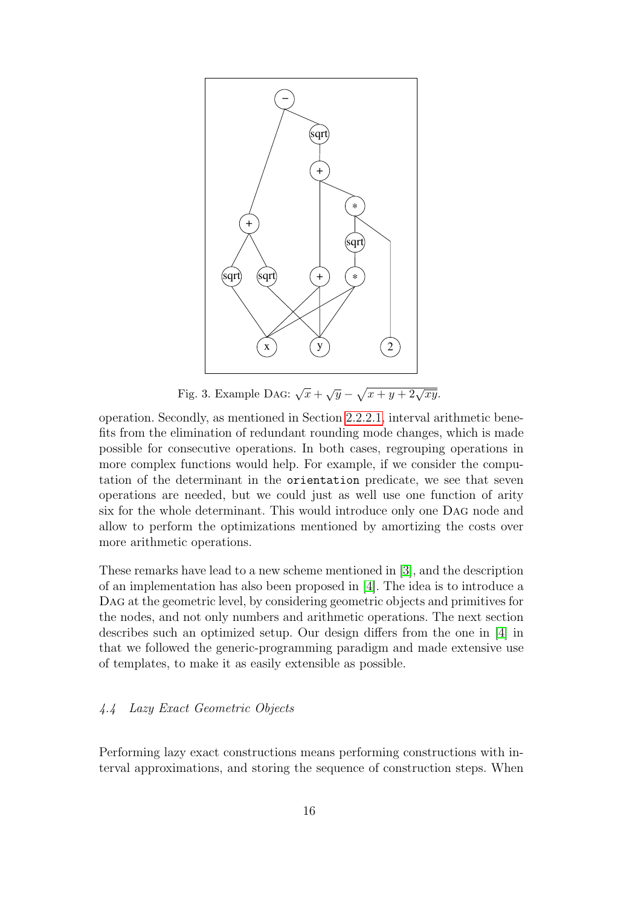Fig. 3. Example DAG: $\sqrt{x} + \sqrt{y} - \sqrt{x + y + 2\sqrt{xy}}$.

operation. Secondly, as mentioned in Section 2.2.2.1, interval arithmetic benefits from the elimination of redundant rounding mode changes, which is made possible for consecutive operations. In both cases, regrouping operations in more complex functions would help. For example, if we consider the computation of the determinant in the `orientation` predicate, we see that seven operations are needed, but we could just as well use one function of arity six for the whole determinant. This would introduce only one DAG node and allow to perform the optimizations mentioned by amortizing the costs over more arithmetic operations.

These remarks have lead to a new scheme mentioned in [3], and the description of an implementation has also been proposed in [4]. The idea is to introduce a DAG at the geometric level, by considering geometric objects and primitives for the nodes, and not only numbers and arithmetic operations. The next section describes such an optimized setup. Our design differs from the one in [4] in that we followed the generic-programming paradigm and made extensive use of templates, to make it as easily extensible as possible.

### *4.4 Lazy Exact Geometric Objects*

Performing lazy exact constructions means performing constructions with interval approximations, and storing the sequence of construction steps. When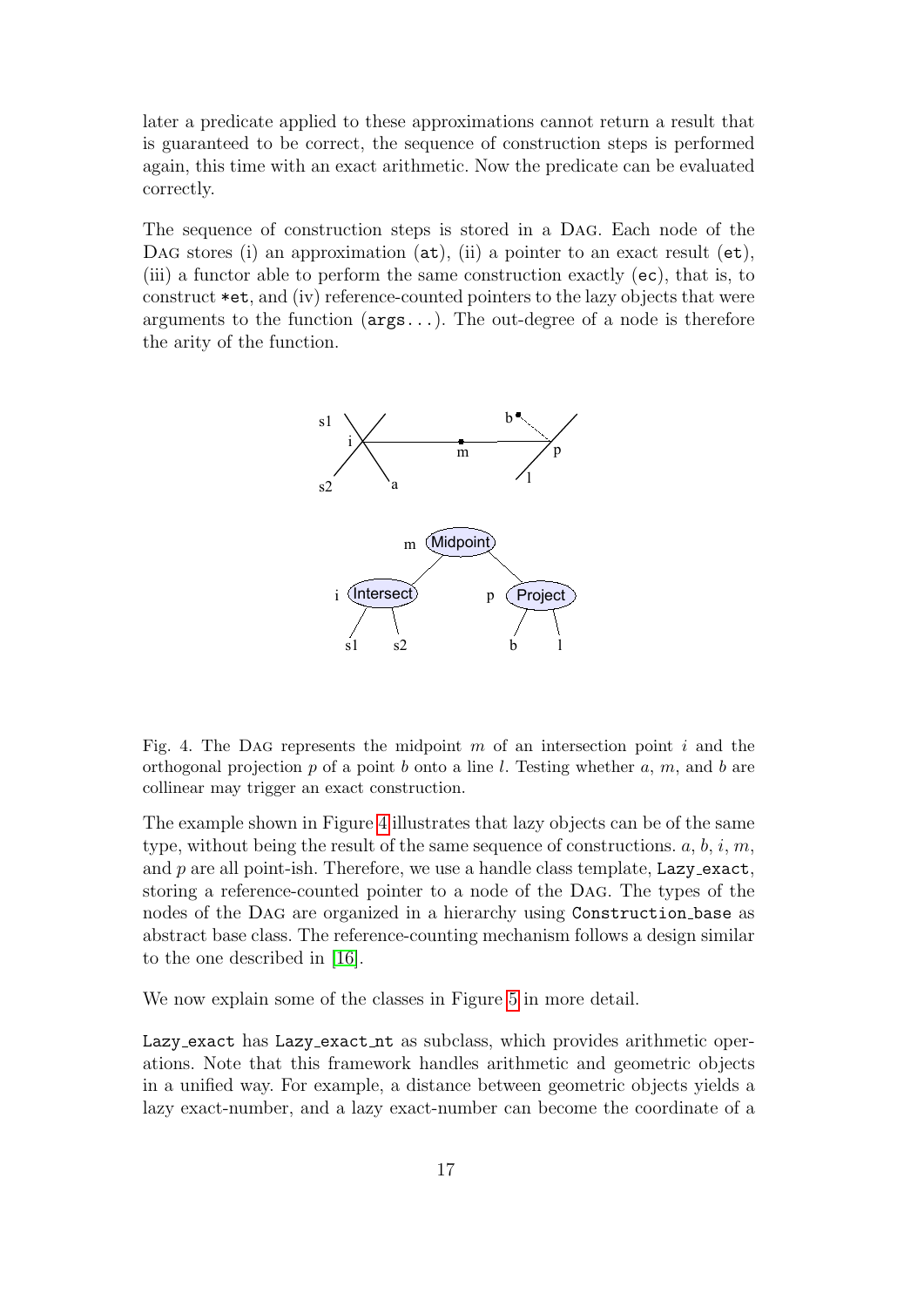later a predicate applied to these approximations cannot return a result that is guaranteed to be correct, the sequence of construction steps is performed again, this time with an exact arithmetic. Now the predicate can be evaluated correctly.

The sequence of construction steps is stored in a DAG. Each node of the DAG stores (i) an approximation (`at`), (ii) a pointer to an exact result (`et`), (iii) a functor able to perform the same construction exactly (`ec`), that is, to construct `*et`, and (iv) reference-counted pointers to the lazy objects that were arguments to the function (`args...`). The out-degree of a node is therefore the arity of the function.

Fig. 4. The DAG represents the midpoint $m$ of an intersection point $i$ and the orthogonal projection $p$ of a point $b$ onto a line $l$. Testing whether $a$, $m$, and $b$ are collinear may trigger an exact construction.

The example shown in Figure 4 illustrates that lazy objects can be of the same type, without being the result of the same sequence of constructions. $a$, $b$, $i$, $m$, and $p$ are all point-ish. Therefore, we use a handle class template, `Lazy_exact`, storing a reference-counted pointer to a node of the DAG. The types of the nodes of the DAG are organized in a hierarchy using `Construction_base` as abstract base class. The reference-counting mechanism follows a design similar to the one described in [16].

We now explain some of the classes in Figure 5 in more detail.

`Lazy_exact` has `Lazy_exact_nt` as subclass, which provides arithmetic operations. Note that this framework handles arithmetic and geometric objects in a unified way. For example, a distance between geometric objects yields a lazy exact-number, and a lazy exact-number can become the coordinate of a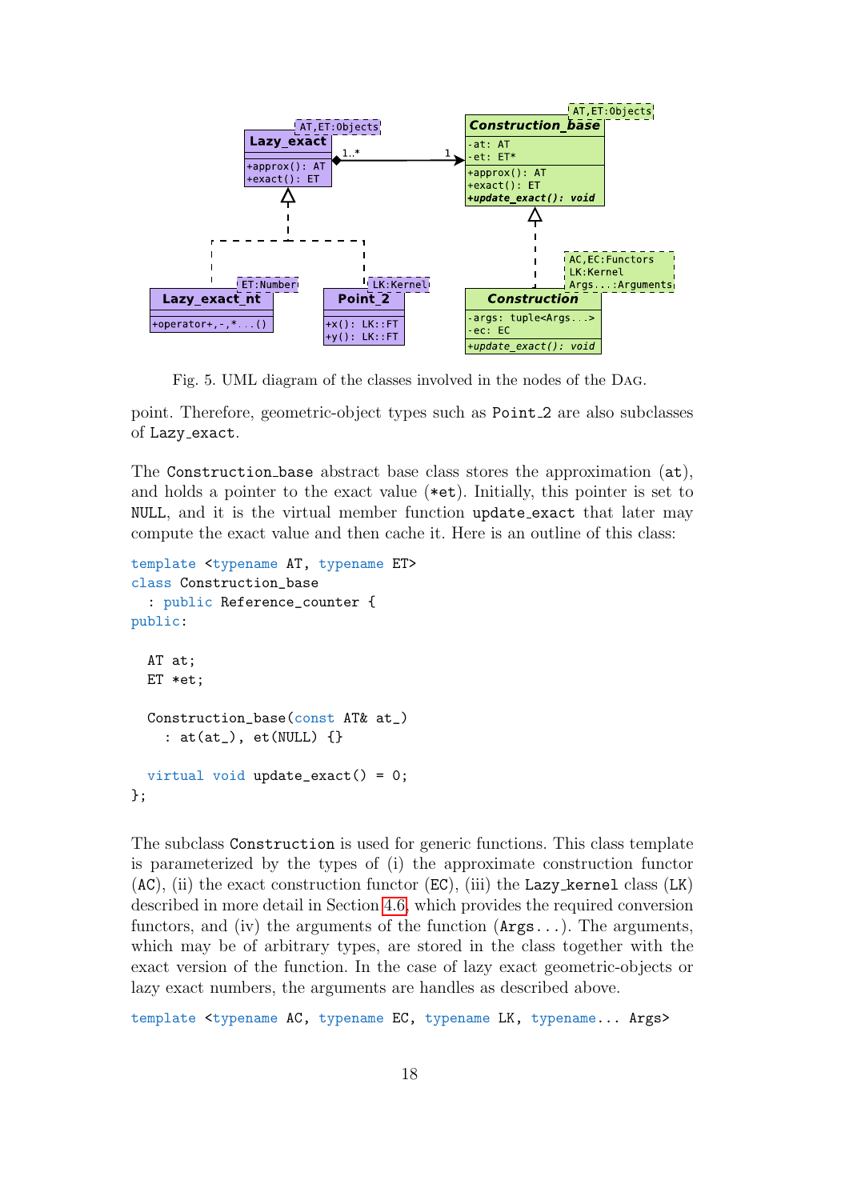Fig. 5. UML diagram of the classes involved in the nodes of the DAG.

point. Therefore, geometric-object types such as Point_2 are also subclasses of Lazy_exact.

The Construction_base abstract base class stores the approximation (at), and holds a pointer to the exact value (*et). Initially, this pointer is set to NULL, and it is the virtual member function update_exact that later may compute the exact value and then cache it. Here is an outline of this class:

```
template <typename AT, typename ET>
class Construction_base
  : public Reference_counter {
public:

  AT at;
  ET *et;

  Construction_base(const AT& at_)
    : at(at_), et(NULL) {}

  virtual void update_exact() = 0;
};
```

The subclass Construction is used for generic functions. This class template is parameterized by the types of (i) the approximate construction functor (AC), (ii) the exact construction functor (EC), (iii) the Lazy_kernel class (LK) described in more detail in Section 4.6, which provides the required conversion functors, and (iv) the arguments of the function (Args...). The arguments, which may be of arbitrary types, are stored in the class together with the exact version of the function. In the case of lazy exact geometric-objects or lazy exact numbers, the arguments are handles as described above.

```
template <typename AC, typename EC, typename LK, typename... Args>
```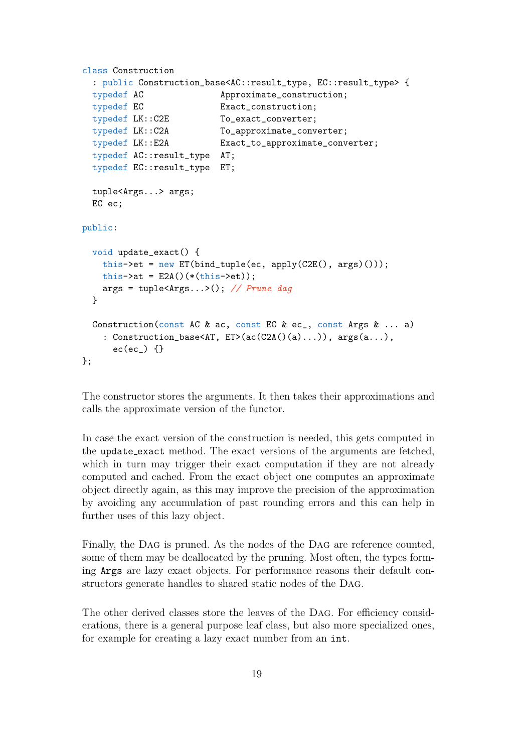```
class Construction
  : public Construction_base<AC::result_type, EC::result_type> {
  typedef AC              Approximate_construction;
  typedef EC              Exact_construction;
  typedef LK::C2E         To_exact_converter;
  typedef LK::C2A         To_approximate_converter;
  typedef LK::E2A         Exact_to_approximate_converter;
  typedef AC::result_type  AT;
  typedef EC::result_type  ET;

  tuple<Args...> args;
  EC ec;

public:

  void update_exact() {
    this->et = new ET(bind_tuple(ec, apply(C2E(), args)()));
    this->at = E2A()(*(this->et));
    args = tuple<Args...>(); // Prune dag
  }

  Construction(const AC & ac, const EC & ec_, const Args & ... a)
    : Construction_base<AT, ET>(ac(C2A()(a)...)), args(a...),
      ec(ec_) {}
};
```

The constructor stores the arguments. It then takes their approximations and calls the approximate version of the functor.

In case the exact version of the construction is needed, this gets computed in the `update_exact` method. The exact versions of the arguments are fetched, which in turn may trigger their exact computation if they are not already computed and cached. From the exact object one computes an approximate object directly again, as this may improve the precision of the approximation by avoiding any accumulation of past rounding errors and this can help in further uses of this lazy object.

Finally, the DAG is pruned. As the nodes of the DAG are reference counted, some of them may be deallocated by the pruning. Most often, the types forming `Args` are lazy exact objects. For performance reasons their default constructors generate handles to shared static nodes of the DAG.

The other derived classes store the leaves of the DAG. For efficiency considerations, there is a general purpose leaf class, but also more specialized ones, for example for creating a lazy exact number from an `int`.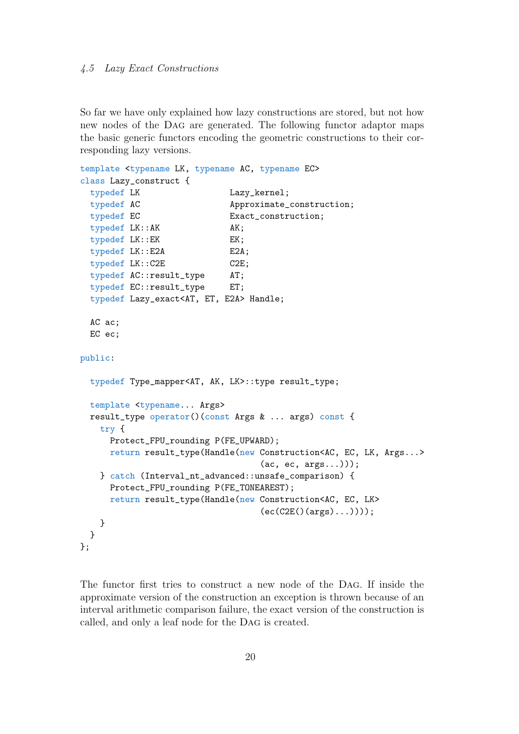So far we have only explained how lazy constructions are stored, but not how new nodes of the DAG are generated. The following functor adaptor maps the basic generic functors encoding the geometric constructions to their corresponding lazy versions.

```
template <typename LK, typename AC, typename EC>
class Lazy_construct {
  typedef LK                  Lazy_kernel;
  typedef AC                  Approximate_construction;
  typedef EC                  Exact_construction;
  typedef LK::AK              AK;
  typedef LK::EK              EK;
  typedef LK::E2A             E2A;
  typedef LK::C2E             C2E;
  typedef AC::result_type     AT;
  typedef EC::result_type     ET;
  typedef Lazy_exact<AT, ET, E2A> Handle;

  AC ac;
  EC ec;

public:

  typedef Type_mapper<AT, AK, LK>::type result_type;

  template <typename... Args>
  result_type operator()(const Args & ... args) const {
    try {
      Protect_FPU_rounding P(FE_UPWARD);
      return result_type(Handle(new Construction<AC, EC, LK, Args...>
                                (ac, ec, args...)));
    } catch (Interval_nt_advanced::unsafe_comparison) {
      Protect_FPU_rounding P(FE_TONEAREST);
      return result_type(Handle(new Construction<AC, EC, LK>
                                (ec(C2E()(args)...))));
    }
  }
};
```

The functor first tries to construct a new node of the DAG. If inside the approximate version of the construction an exception is thrown because of an interval arithmetic comparison failure, the exact version of the construction is called, and only a leaf node for the DAG is created.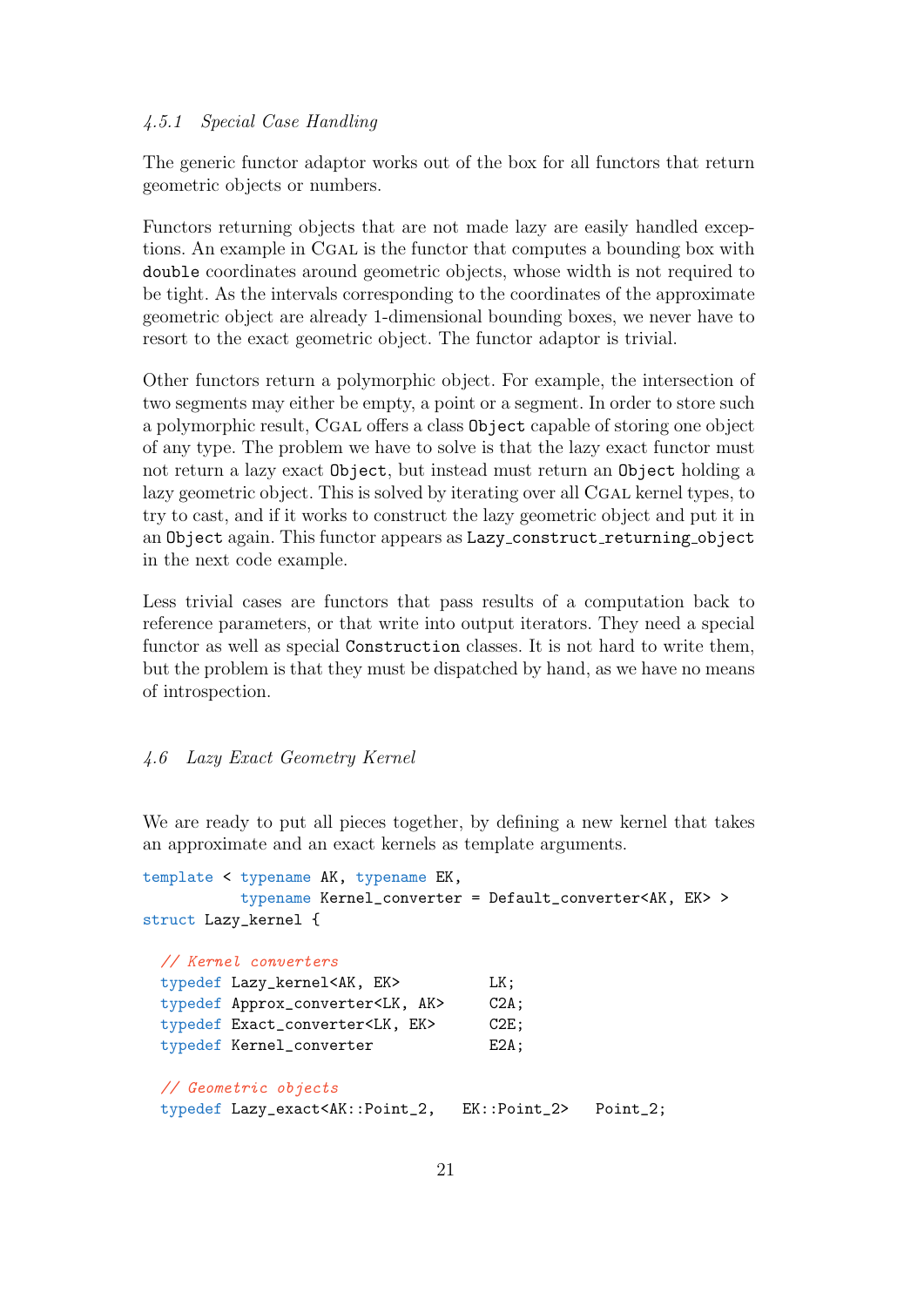### 4.5.1 *Special Case Handling*

The generic functor adaptor works out of the box for all functors that return geometric objects or numbers.

Functors returning objects that are not made lazy are easily handled exceptions. An example in CGAL is the functor that computes a bounding box with `double` coordinates around geometric objects, whose width is not required to be tight. As the intervals corresponding to the coordinates of the approximate geometric object are already 1-dimensional bounding boxes, we never have to resort to the exact geometric object. The functor adaptor is trivial.

Other functors return a polymorphic object. For example, the intersection of two segments may either be empty, a point or a segment. In order to store such a polymorphic result, CGAL offers a class `Object` capable of storing one object of any type. The problem we have to solve is that the lazy exact functor must not return a lazy exact `Object`, but instead must return an `Object` holding a lazy geometric object. This is solved by iterating over all CGAL kernel types, to try to cast, and if it works to construct the lazy geometric object and put it in an `Object` again. This functor appears as `Lazy_construct_returning_object` in the next code example.

Less trivial cases are functors that pass results of a computation back to reference parameters, or that write into output iterators. They need a special functor as well as special `Construction` classes. It is not hard to write them, but the problem is that they must be dispatched by hand, as we have no means of introspection.

## 4.6 *Lazy Exact Geometry Kernel*

We are ready to put all pieces together, by defining a new kernel that takes an approximate and an exact kernels as template arguments.

```
template < typename AK, typename EK,
           typename Kernel_converter = Default_converter<AK, EK> >
struct Lazy_kernel {

  // Kernel converters
  typedef Lazy_kernel<AK, EK>          LK;
  typedef Approx_converter<LK, AK>     C2A;
  typedef Exact_converter<LK, EK>      C2E;
  typedef Kernel_converter             E2A;

  // Geometric objects
  typedef Lazy_exact<AK::Point_2,   EK::Point_2>   Point_2;
```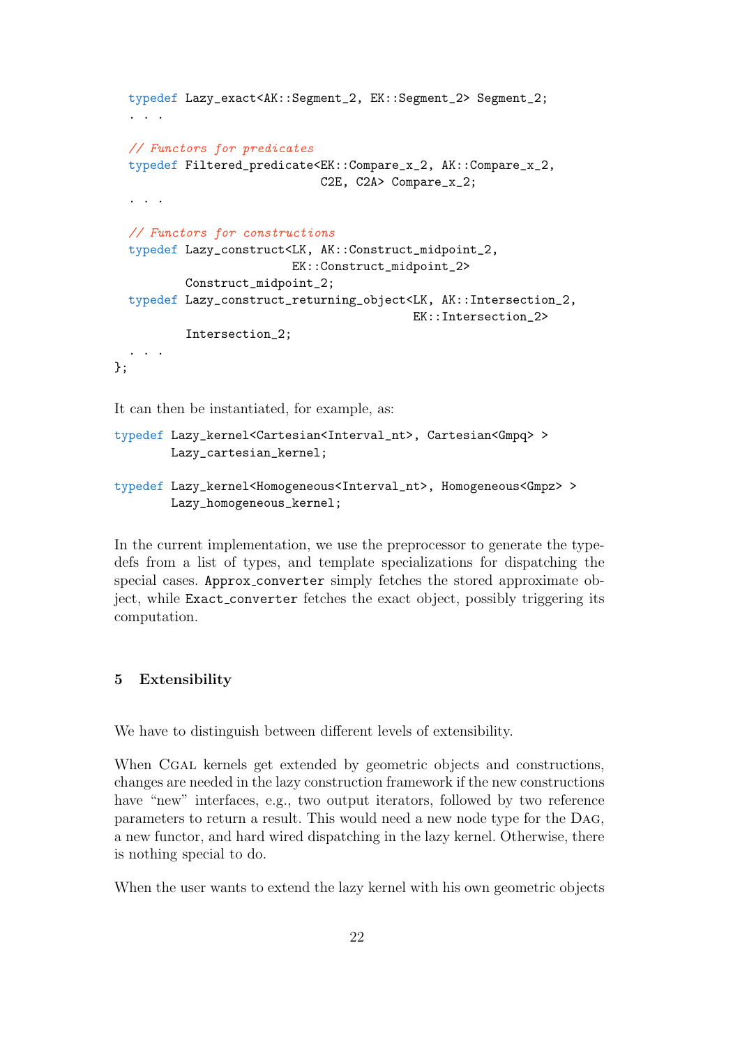```
  typedef Lazy_exact<AK::Segment_2, EK::Segment_2> Segment_2;
  . . .

  // Functors for predicates
  typedef Filtered_predicate<EK::Compare_x_2, AK::Compare_x_2,
                             C2E, C2A> Compare_x_2;
  . . .

  // Functors for constructions
  typedef Lazy_construct<LK, AK::Construct_midpoint_2,
                         EK::Construct_midpoint_2>
          Construct_midpoint_2;
  typedef Lazy_construct_returning_object<LK, AK::Intersection_2,
                                          EK::Intersection_2>
          Intersection_2;
  . . .
};
```

It can then be instantiated, for example, as:

```
typedef Lazy_kernel<Cartesian<Interval_nt>, Cartesian<Gmpq> >
        Lazy_cartesian_kernel;

typedef Lazy_kernel<Homogeneous<Interval_nt>, Homogeneous<Gmpz> >
        Lazy_homogeneous_kernel;
```

In the current implementation, we use the preprocessor to generate the typedefs from a list of types, and template specializations for dispatching the special cases. `Approx_converter` simply fetches the stored approximate object, while `Exact_converter` fetches the exact object, possibly triggering its computation.

## 5 Extensibility

We have to distinguish between different levels of extensibility.

When CGAL kernels get extended by geometric objects and constructions, changes are needed in the lazy construction framework if the new constructions have "new" interfaces, e.g., two output iterators, followed by two reference parameters to return a result. This would need a new node type for the DAG, a new functor, and hard wired dispatching in the lazy kernel. Otherwise, there is nothing special to do.

When the user wants to extend the lazy kernel with his own geometric objects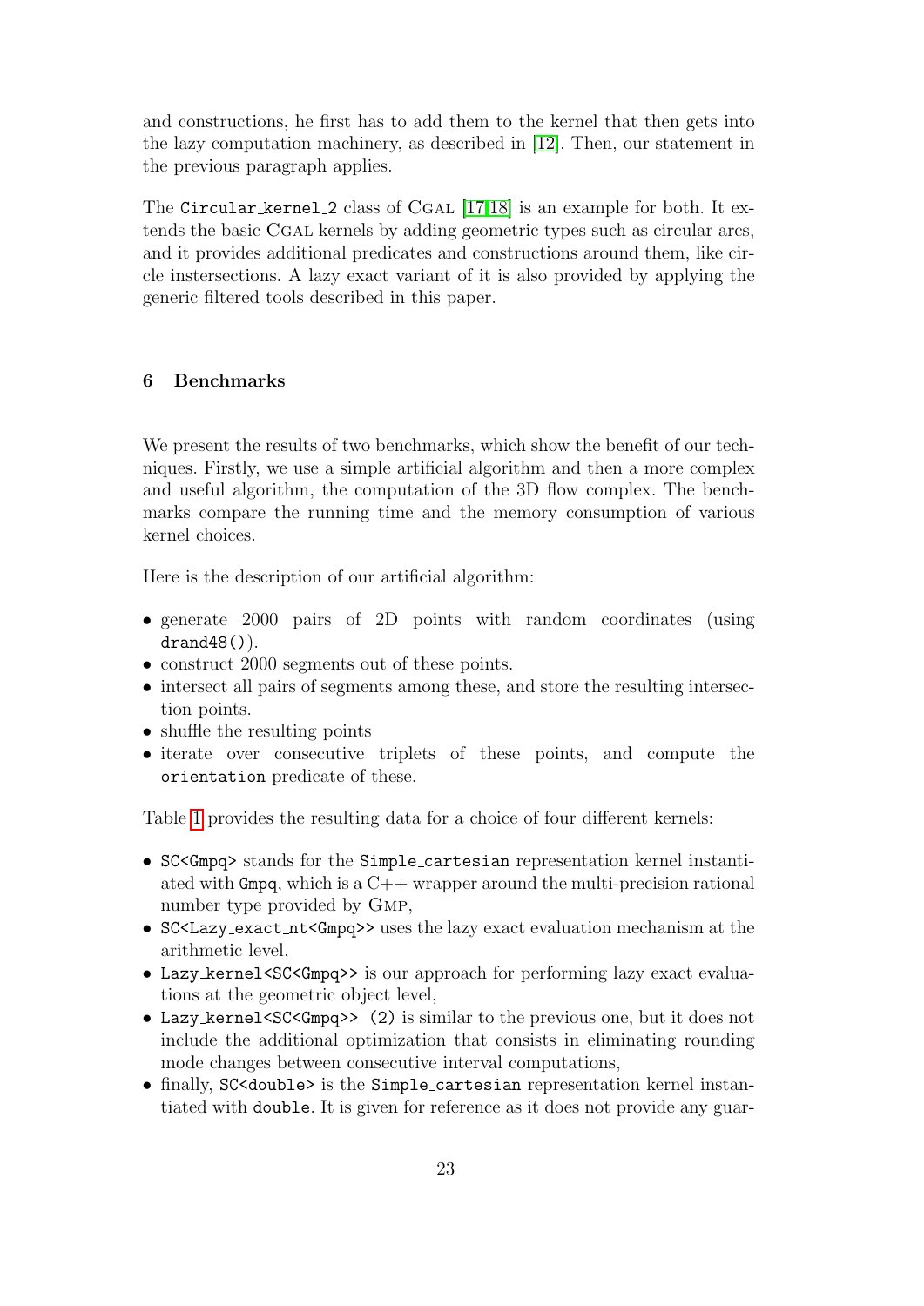and constructions, he first has to add them to the kernel that then gets into the lazy computation machinery, as described in [12]. Then, our statement in the previous paragraph applies.

The `Circular_kernel_2` class of CGAL [17,18] is an example for both. It extends the basic CGAL kernels by adding geometric types such as circular arcs, and it provides additional predicates and constructions around them, like circle intersections. A lazy exact variant of it is also provided by applying the generic filtered tools described in this paper.

## 6 Benchmarks

We present the results of two benchmarks, which show the benefit of our techniques. Firstly, we use a simple artificial algorithm and then a more complex and useful algorithm, the computation of the 3D flow complex. The benchmarks compare the running time and the memory consumption of various kernel choices.

Here is the description of our artificial algorithm:

- generate 2000 pairs of 2D points with random coordinates (using `drand48()`).
- construct 2000 segments out of these points.
- intersect all pairs of segments among these, and store the resulting intersection points.
- shuffle the resulting points
- iterate over consecutive triplets of these points, and compute the `orientation` predicate of these.

Table 1 provides the resulting data for a choice of four different kernels:

- `SC<Gmpq>` stands for the `Simple_cartesian` representation kernel instantiated with `Gmpq`, which is a C++ wrapper around the multi-precision rational number type provided by GMP,
- `SC<Lazy_exact_nt<Gmpq>>` uses the lazy exact evaluation mechanism at the arithmetic level,
- `Lazy_kernel<SC<Gmpq>>` is our approach for performing lazy exact evaluations at the geometric object level,
- `Lazy_kernel<SC<Gmpq>> (2)` is similar to the previous one, but it does not include the additional optimization that consists in eliminating rounding mode changes between consecutive interval computations,
- finally, `SC<double>` is the `Simple_cartesian` representation kernel instantiated with `double`. It is given for reference as it does not provide any guar-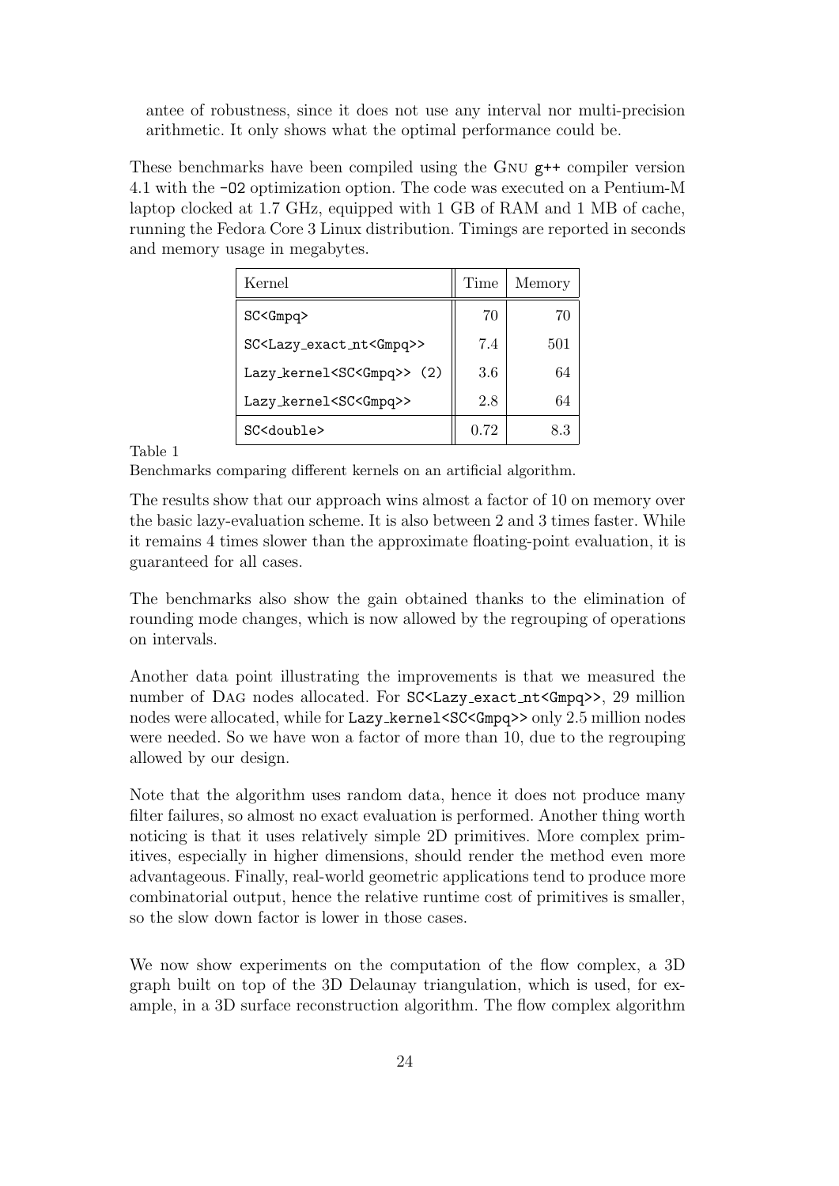antee of robustness, since it does not use any interval nor multi-precision arithmetic. It only shows what the optimal performance could be.

These benchmarks have been compiled using the GNU `g++` compiler version 4.1 with the `-O2` optimization option. The code was executed on a Pentium-M laptop clocked at 1.7 GHz, equipped with 1 GB of RAM and 1 MB of cache, running the Fedora Core 3 Linux distribution. Timings are reported in seconds and memory usage in megabytes.

| Kernel | Time | Memory |
| --- | --- | --- |
| `SC<Gmpq>` | 70 | 70 |
| `SC<Lazy_exact_nt<Gmpq>>` | 7.4 | 501 |
| `Lazy_kernel<SC<Gmpq>> (2)` | 3.6 | 64 |
| `Lazy_kernel<SC<Gmpq>>` | 2.8 | 64 |
| `SC<double>` | 0.72 | 8.3 |

Table 1
Benchmarks comparing different kernels on an artificial algorithm.

The results show that our approach wins almost a factor of 10 on memory over the basic lazy-evaluation scheme. It is also between 2 and 3 times faster. While it remains 4 times slower than the approximate floating-point evaluation, it is guaranteed for all cases.

The benchmarks also show the gain obtained thanks to the elimination of rounding mode changes, which is now allowed by the regrouping of operations on intervals.

Another data point illustrating the improvements is that we measured the number of DAG nodes allocated. For `SC<Lazy_exact_nt<Gmpq>>`, 29 million nodes were allocated, while for `Lazy_kernel<SC<Gmpq>>` only 2.5 million nodes were needed. So we have won a factor of more than 10, due to the regrouping allowed by our design.

Note that the algorithm uses random data, hence it does not produce many filter failures, so almost no exact evaluation is performed. Another thing worth noticing is that it uses relatively simple 2D primitives. More complex primitives, especially in higher dimensions, should render the method even more advantageous. Finally, real-world geometric applications tend to produce more combinatorial output, hence the relative runtime cost of primitives is smaller, so the slow down factor is lower in those cases.

We now show experiments on the computation of the flow complex, a 3D graph built on top of the 3D Delaunay triangulation, which is used, for example, in a 3D surface reconstruction algorithm. The flow complex algorithm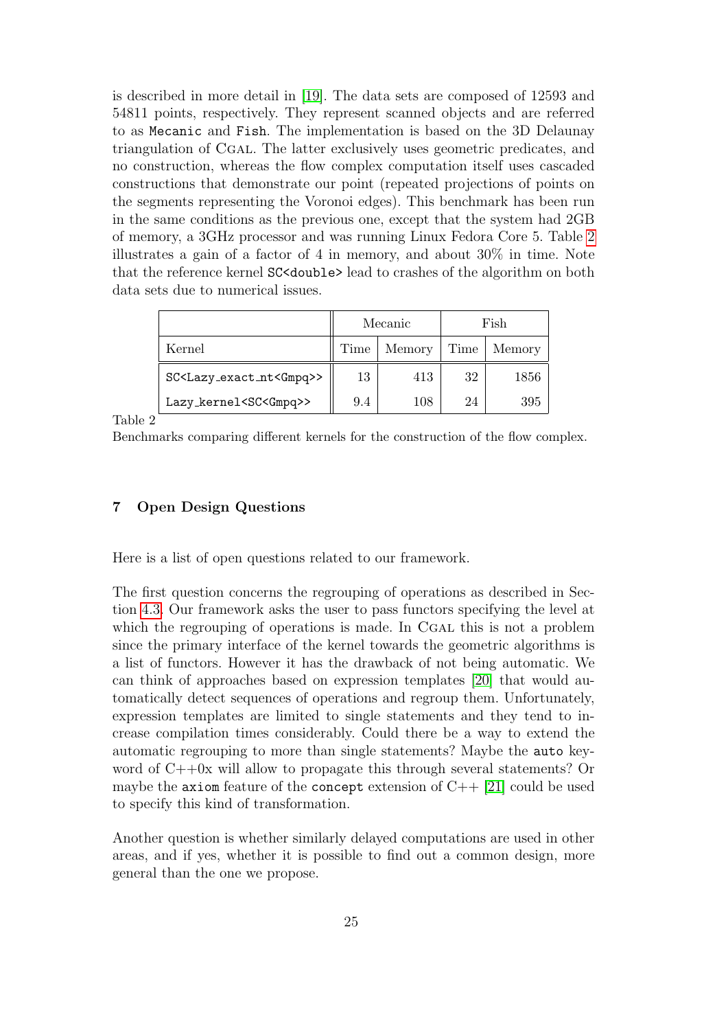is described in more detail in [19]. The data sets are composed of 12593 and 54811 points, respectively. They represent scanned objects and are referred to as `Mecanic` and `Fish`. The implementation is based on the 3D Delaunay triangulation of CGAL. The latter exclusively uses geometric predicates, and no construction, whereas the flow complex computation itself uses cascaded constructions that demonstrate our point (repeated projections of points on the segments representing the Voronoi edges). This benchmark has been run in the same conditions as the previous one, except that the system had 2GB of memory, a 3GHz processor and was running Linux Fedora Core 5. Table 2 illustrates a gain of a factor of 4 in memory, and about 30% in time. Note that the reference kernel `SC<double>` lead to crashes of the algorithm on both data sets due to numerical issues.

| | Mecanic | | Fish | |
|---|---|---|---|---|
| Kernel | Time | Memory | Time | Memory |
| `SC<Lazy_exact_nt<Gmpq>>` | 13 | 413 | 32 | 1856 |
| `Lazy_kernel<SC<Gmpq>>` | 9.4 | 108 | 24 | 395 |

Table 2
Benchmarks comparing different kernels for the construction of the flow complex.

## 7 Open Design Questions

Here is a list of open questions related to our framework.

The first question concerns the regrouping of operations as described in Section 4.3. Our framework asks the user to pass functors specifying the level at which the regrouping of operations is made. In CGAL this is not a problem since the primary interface of the kernel towards the geometric algorithms is a list of functors. However it has the drawback of not being automatic. We can think of approaches based on expression templates [20] that would automatically detect sequences of operations and regroup them. Unfortunately, expression templates are limited to single statements and they tend to increase compilation times considerably. Could there be a way to extend the automatic regrouping to more than single statements? Maybe the `auto` keyword of C++0x will allow to propagate this through several statements? Or maybe the `axiom` feature of the `concept` extension of C++ [21] could be used to specify this kind of transformation.

Another question is whether similarly delayed computations are used in other areas, and if yes, whether it is possible to find out a common design, more general than the one we propose.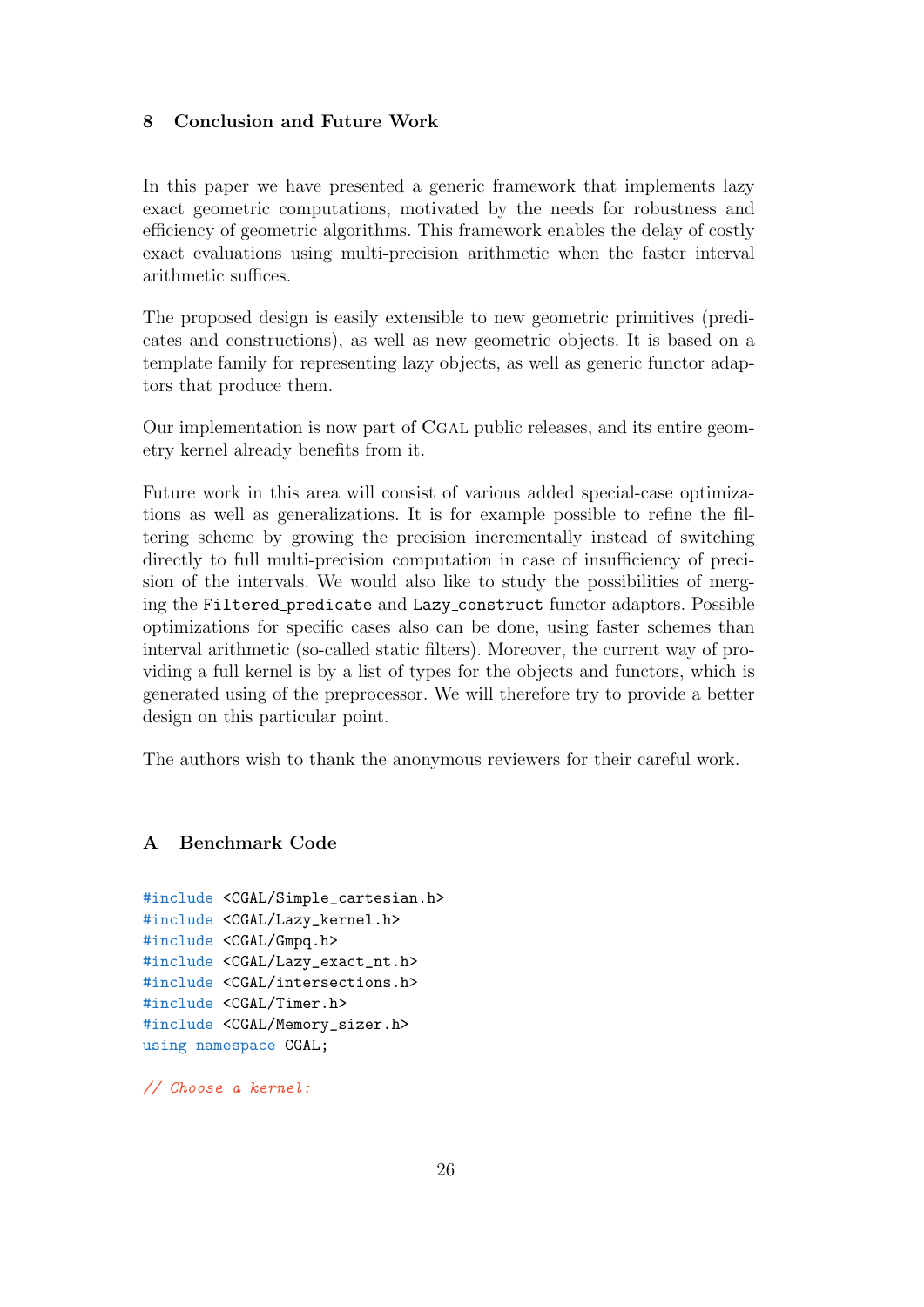## 8 Conclusion and Future Work

In this paper we have presented a generic framework that implements lazy exact geometric computations, motivated by the needs for robustness and efficiency of geometric algorithms. This framework enables the delay of costly exact evaluations using multi-precision arithmetic when the faster interval arithmetic suffices.

The proposed design is easily extensible to new geometric primitives (predicates and constructions), as well as new geometric objects. It is based on a template family for representing lazy objects, as well as generic functor adaptors that produce them.

Our implementation is now part of CGAL public releases, and its entire geometry kernel already benefits from it.

Future work in this area will consist of various added special-case optimizations as well as generalizations. It is for example possible to refine the filtering scheme by growing the precision incrementally instead of switching directly to full multi-precision computation in case of insufficiency of precision of the intervals. We would also like to study the possibilities of merging the `Filtered_predicate` and `Lazy_construct` functor adaptors. Possible optimizations for specific cases also can be done, using faster schemes than interval arithmetic (so-called static filters). Moreover, the current way of providing a full kernel is by a list of types for the objects and functors, which is generated using of the preprocessor. We will therefore try to provide a better design on this particular point.

The authors wish to thank the anonymous reviewers for their careful work.

## A Benchmark Code

```
#include <CGAL/Simple_cartesian.h>
#include <CGAL/Lazy_kernel.h>
#include <CGAL/Gmpq.h>
#include <CGAL/Lazy_exact_nt.h>
#include <CGAL/intersections.h>
#include <CGAL/Timer.h>
#include <CGAL/Memory_sizer.h>
using namespace CGAL;

// Choose a kernel:
```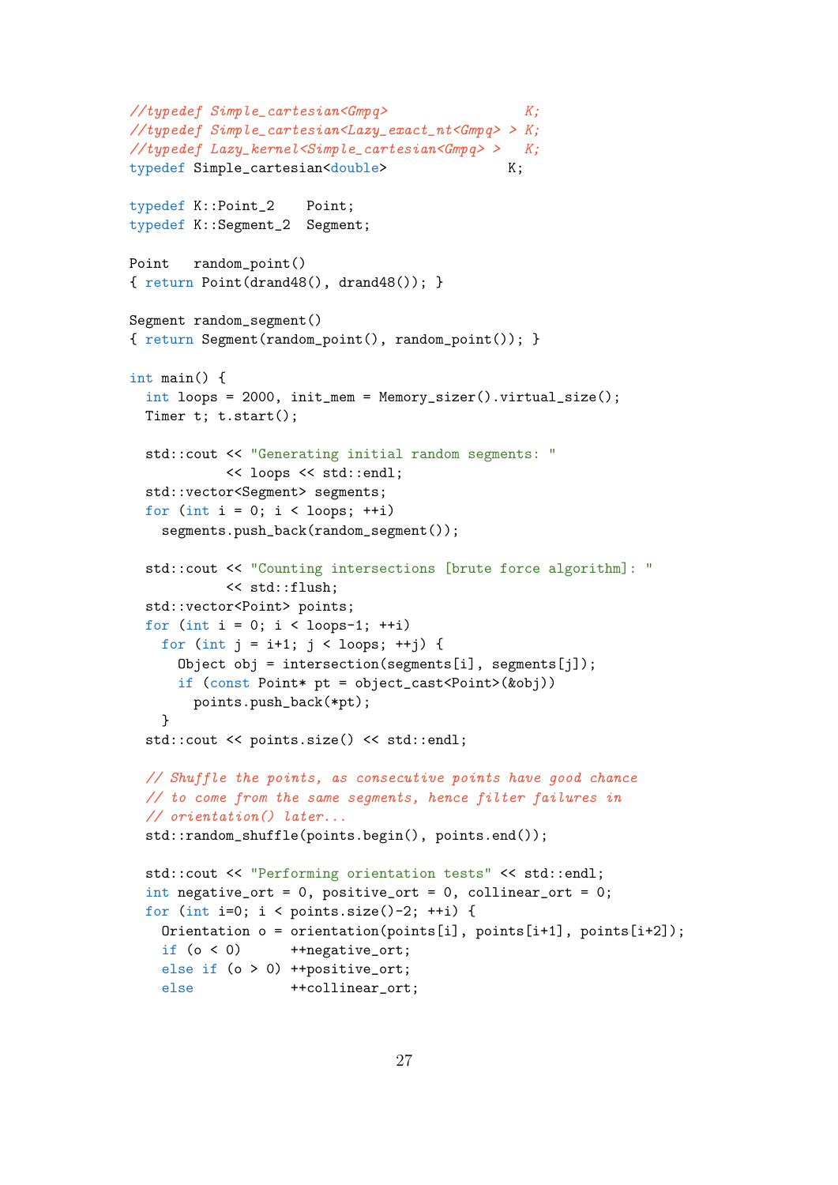```
//typedef Simple_cartesian<Gmpq>                K;
//typedef Simple_cartesian<Lazy_exact_nt<Gmpq> > K;
//typedef Lazy_kernel<Simple_cartesian<Gmpq> >   K;
typedef Simple_cartesian<double>               K;

typedef K::Point_2    Point;
typedef K::Segment_2  Segment;

Point   random_point()
{ return Point(drand48(), drand48()); }

Segment random_segment()
{ return Segment(random_point(), random_point()); }

int main() {
  int loops = 2000, init_mem = Memory_sizer().virtual_size();
  Timer t; t.start();

  std::cout << "Generating initial random segments: "
            << loops << std::endl;
  std::vector<Segment> segments;
  for (int i = 0; i < loops; ++i)
    segments.push_back(random_segment());

  std::cout << "Counting intersections [brute force algorithm]: "
            << std::flush;
  std::vector<Point> points;
  for (int i = 0; i < loops-1; ++i)
    for (int j = i+1; j < loops; ++j) {
      Object obj = intersection(segments[i], segments[j]);
      if (const Point* pt = object_cast<Point>(&obj))
        points.push_back(*pt);
    }
  std::cout << points.size() << std::endl;

  // Shuffle the points, as consecutive points have good chance
  // to come from the same segments, hence filter failures in
  // orientation() later...
  std::random_shuffle(points.begin(), points.end());

  std::cout << "Performing orientation tests" << std::endl;
  int negative_ort = 0, positive_ort = 0, collinear_ort = 0;
  for (int i=0; i < points.size()-2; ++i) {
    Orientation o = orientation(points[i], points[i+1], points[i+2]);
    if (o < 0)      ++negative_ort;
    else if (o > 0) ++positive_ort;
    else            ++collinear_ort;
```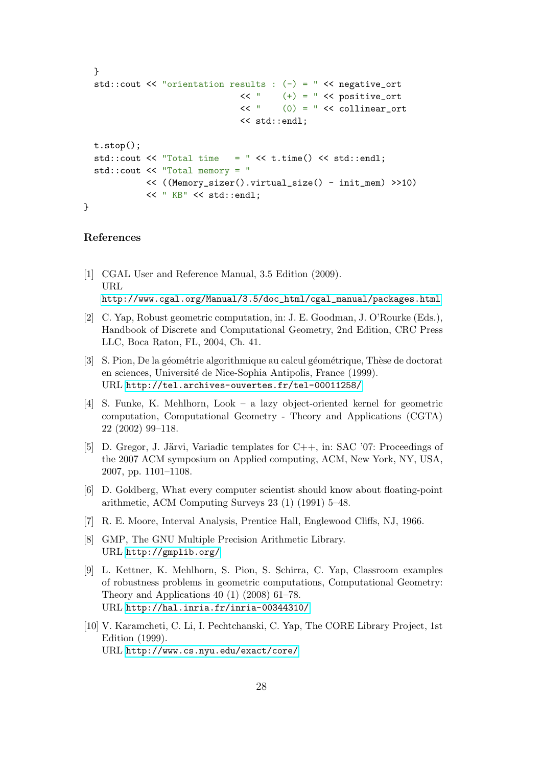```
  }
  std::cout << "orientation results : (-) = " << negative_ort
                             << "    (+) = " << positive_ort
                             << "    (0) = " << collinear_ort
                             << std::endl;

  t.stop();
  std::cout << "Total time   = " << t.time() << std::endl;
  std::cout << "Total memory = "
            << ((Memory_sizer().virtual_size() - init_mem) >>10)
            << " KB" << std::endl;
}
```

## References

[1] CGAL User and Reference Manual, 3.5 Edition (2009).
URL
http://www.cgal.org/Manual/3.5/doc_html/cgal_manual/packages.html

[2] C. Yap, Robust geometric computation, in: J. E. Goodman, J. O'Rourke (Eds.), Handbook of Discrete and Computational Geometry, 2nd Edition, CRC Press LLC, Boca Raton, FL, 2004, Ch. 41.

[3] S. Pion, De la géométrie algorithmique au calcul géométrique, Thèse de doctorat en sciences, Université de Nice-Sophia Antipolis, France (1999).
URL http://tel.archives-ouvertes.fr/tel-00011258/

[4] S. Funke, K. Mehlhorn, Look – a lazy object-oriented kernel for geometric computation, Computational Geometry - Theory and Applications (CGTA) 22 (2002) 99–118.

[5] D. Gregor, J. Järvi, Variadic templates for C++, in: SAC '07: Proceedings of the 2007 ACM symposium on Applied computing, ACM, New York, NY, USA, 2007, pp. 1101–1108.

[6] D. Goldberg, What every computer scientist should know about floating-point arithmetic, ACM Computing Surveys 23 (1) (1991) 5–48.

[7] R. E. Moore, Interval Analysis, Prentice Hall, Englewood Cliffs, NJ, 1966.

[8] GMP, The GNU Multiple Precision Arithmetic Library.
URL http://gmplib.org/

[9] L. Kettner, K. Mehlhorn, S. Pion, S. Schirra, C. Yap, Classroom examples of robustness problems in geometric computations, Computational Geometry: Theory and Applications 40 (1) (2008) 61–78.
URL http://hal.inria.fr/inria-00344310/

[10] V. Karamcheti, C. Li, I. Pechtchanski, C. Yap, The CORE Library Project, 1st Edition (1999).
URL http://www.cs.nyu.edu/exact/core/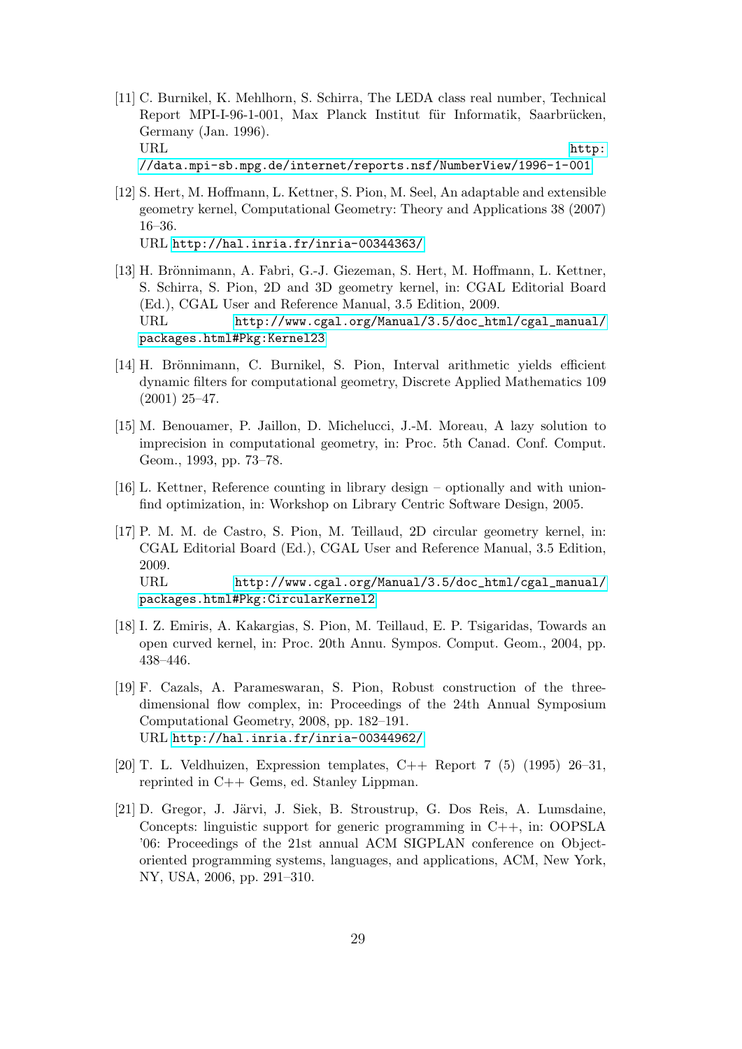[11] C. Burnikel, K. Mehlhorn, S. Schirra, The LEDA class real number, Technical Report MPI-I-96-1-001, Max Planck Institut für Informatik, Saarbrücken, Germany (Jan. 1996).
URL http://data.mpi-sb.mpg.de/internet/reports.nsf/NumberView/1996-1-001

[12] S. Hert, M. Hoffmann, L. Kettner, S. Pion, M. Seel, An adaptable and extensible geometry kernel, Computational Geometry: Theory and Applications 38 (2007) 16–36.
URL http://hal.inria.fr/inria-00344363/

[13] H. Brönnimann, A. Fabri, G.-J. Giezeman, S. Hert, M. Hoffmann, L. Kettner, S. Schirra, S. Pion, 2D and 3D geometry kernel, in: CGAL Editorial Board (Ed.), CGAL User and Reference Manual, 3.5 Edition, 2009.
URL http://www.cgal.org/Manual/3.5/doc_html/cgal_manual/packages.html#Pkg:Kernel23

[14] H. Brönnimann, C. Burnikel, S. Pion, Interval arithmetic yields efficient dynamic filters for computational geometry, Discrete Applied Mathematics 109 (2001) 25–47.

[15] M. Benouamer, P. Jaillon, D. Michelucci, J.-M. Moreau, A lazy solution to imprecision in computational geometry, in: Proc. 5th Canad. Conf. Comput. Geom., 1993, pp. 73–78.

[16] L. Kettner, Reference counting in library design – optionally and with union-find optimization, in: Workshop on Library Centric Software Design, 2005.

[17] P. M. M. de Castro, S. Pion, M. Teillaud, 2D circular geometry kernel, in: CGAL Editorial Board (Ed.), CGAL User and Reference Manual, 3.5 Edition, 2009.
URL http://www.cgal.org/Manual/3.5/doc_html/cgal_manual/packages.html#Pkg:CircularKernel2

[18] I. Z. Emiris, A. Kakargias, S. Pion, M. Teillaud, E. P. Tsigaridas, Towards an open curved kernel, in: Proc. 20th Annu. Sympos. Comput. Geom., 2004, pp. 438–446.

[19] F. Cazals, A. Parameswaran, S. Pion, Robust construction of the three-dimensional flow complex, in: Proceedings of the 24th Annual Symposium Computational Geometry, 2008, pp. 182–191.
URL http://hal.inria.fr/inria-00344962/

[20] T. L. Veldhuizen, Expression templates, C++ Report 7 (5) (1995) 26–31, reprinted in C++ Gems, ed. Stanley Lippman.

[21] D. Gregor, J. Järvi, J. Siek, B. Stroustrup, G. Dos Reis, A. Lumsdaine, Concepts: linguistic support for generic programming in C++, in: OOPSLA '06: Proceedings of the 21st annual ACM SIGPLAN conference on Object-oriented programming systems, languages, and applications, ACM, New York, NY, USA, 2006, pp. 291–310.